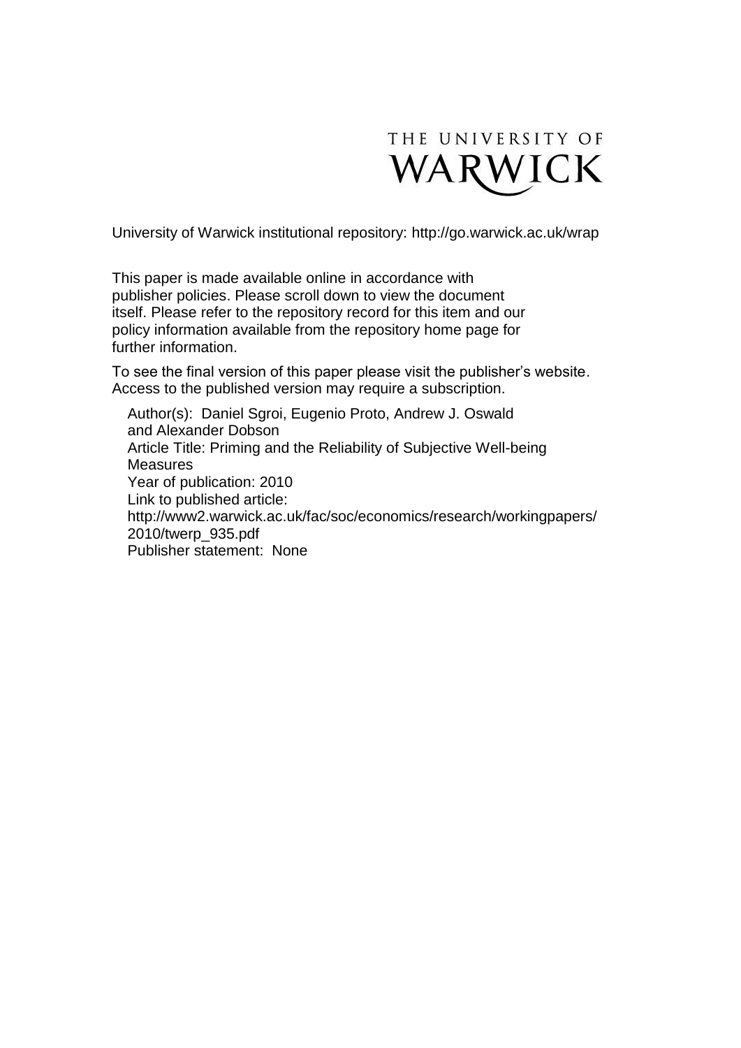THE UNIVERSITY OF
WARWICK

University of Warwick institutional repository: http://go.warwick.ac.uk/wrap

This paper is made available online in accordance with publisher policies. Please scroll down to view the document itself. Please refer to the repository record for this item and our policy information available from the repository home page for further information.

To see the final version of this paper please visit the publisher's website. Access to the published version may require a subscription.

Author(s): Daniel Sgroi, Eugenio Proto, Andrew J. Oswald and Alexander Dobson
Article Title: Priming and the Reliability of Subjective Well-being Measures
Year of publication: 2010
Link to published article:
http://www2.warwick.ac.uk/fac/soc/economics/research/workingpapers/2010/twerp_935.pdf
Publisher statement: None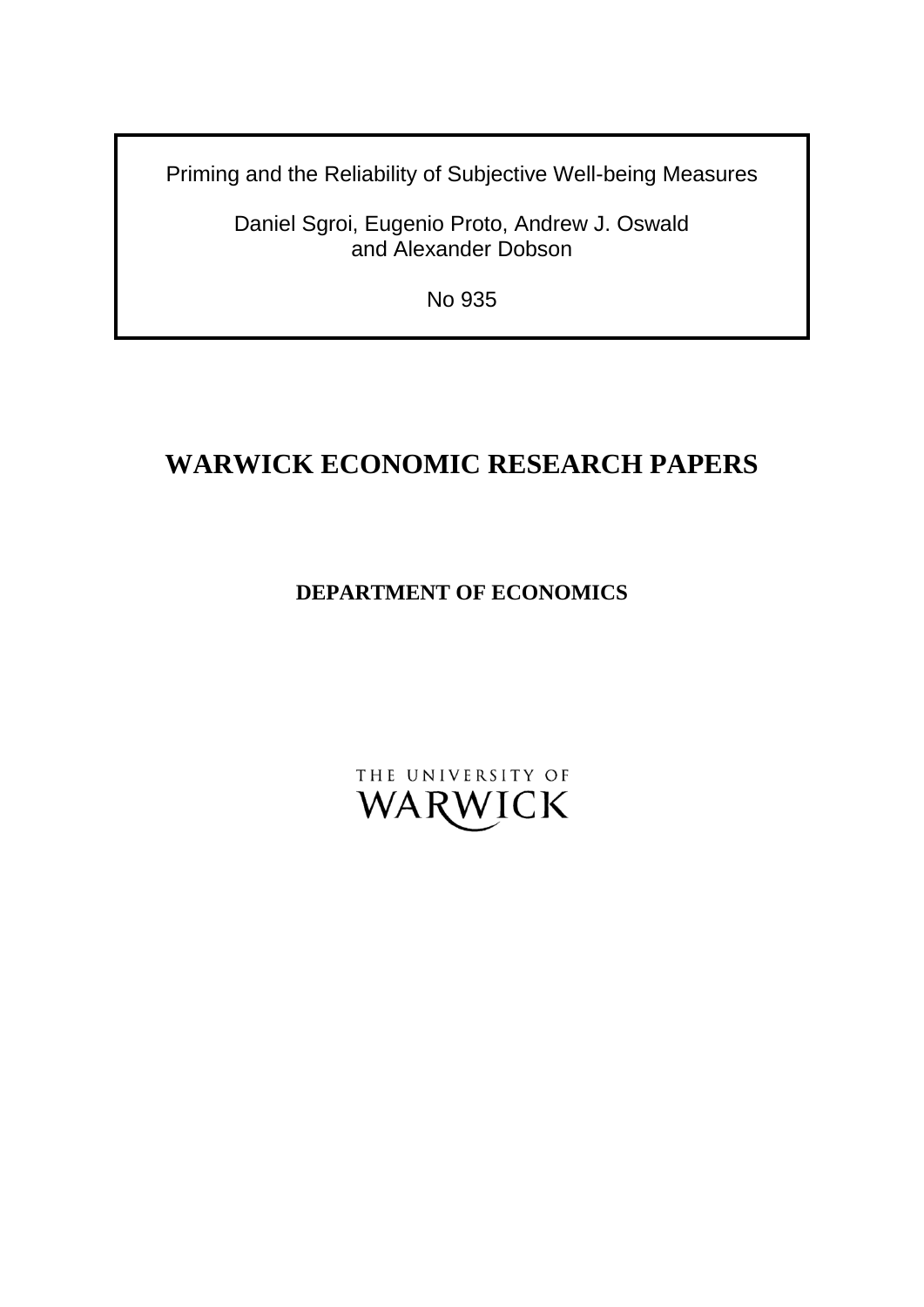Priming and the Reliability of Subjective Well-being Measures

Daniel Sgroi, Eugenio Proto, Andrew J. Oswald and Alexander Dobson

No 935

# WARWICK ECONOMIC RESEARCH PAPERS

**DEPARTMENT OF ECONOMICS**

THE UNIVERSITY OF WARWICK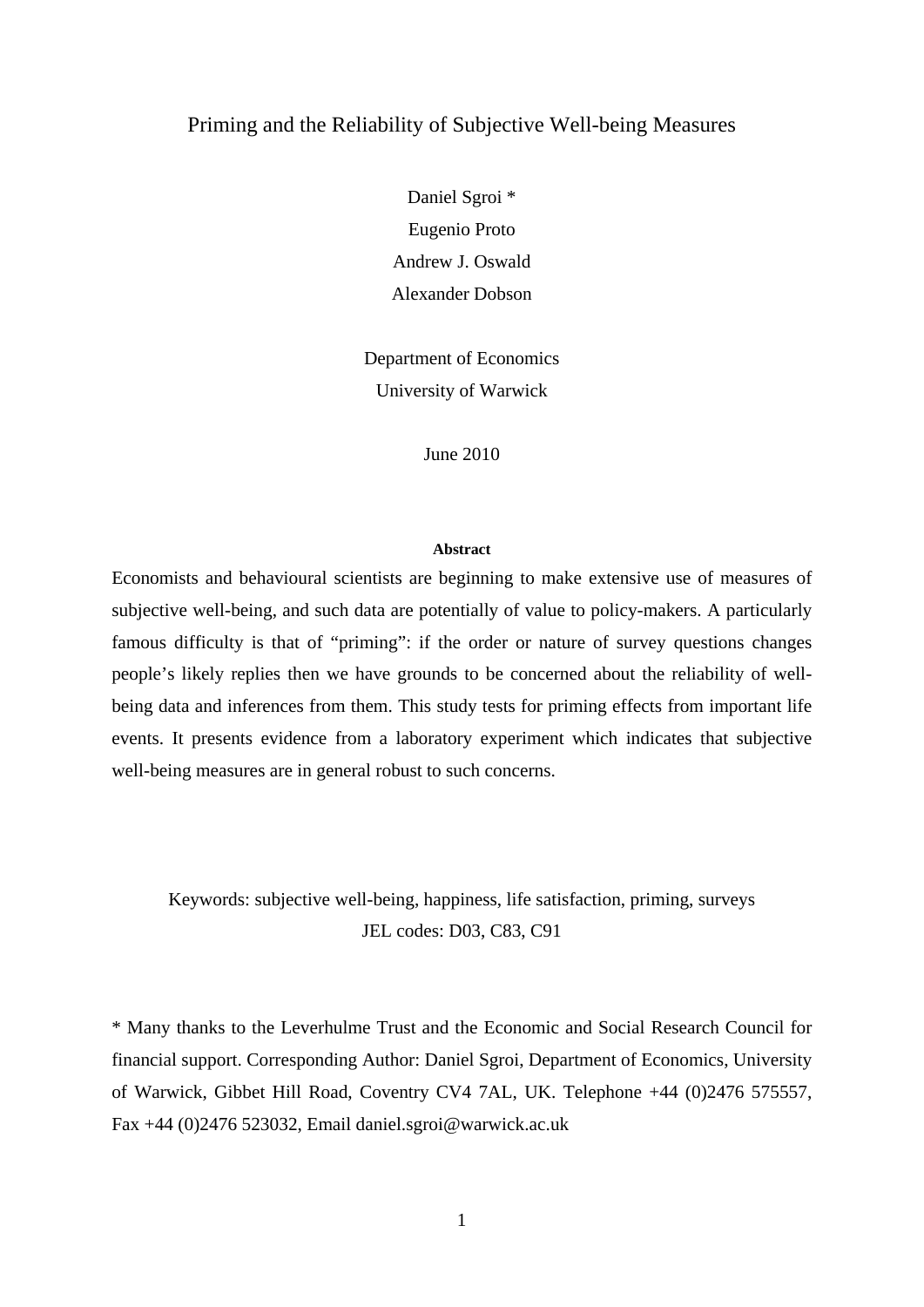# Priming and the Reliability of Subjective Well-being Measures

Daniel Sgroi *

Eugenio Proto

Andrew J. Oswald

Alexander Dobson

Department of Economics

University of Warwick

June 2010

**Abstract**

Economists and behavioural scientists are beginning to make extensive use of measures of subjective well-being, and such data are potentially of value to policy-makers. A particularly famous difficulty is that of "priming": if the order or nature of survey questions changes people's likely replies then we have grounds to be concerned about the reliability of well-being data and inferences from them. This study tests for priming effects from important life events. It presents evidence from a laboratory experiment which indicates that subjective well-being measures are in general robust to such concerns.

Keywords: subjective well-being, happiness, life satisfaction, priming, surveys

JEL codes: D03, C83, C91

* Many thanks to the Leverhulme Trust and the Economic and Social Research Council for financial support. Corresponding Author: Daniel Sgroi, Department of Economics, University of Warwick, Gibbet Hill Road, Coventry CV4 7AL, UK. Telephone +44 (0)2476 575557, Fax +44 (0)2476 523032, Email daniel.sgroi@warwick.ac.uk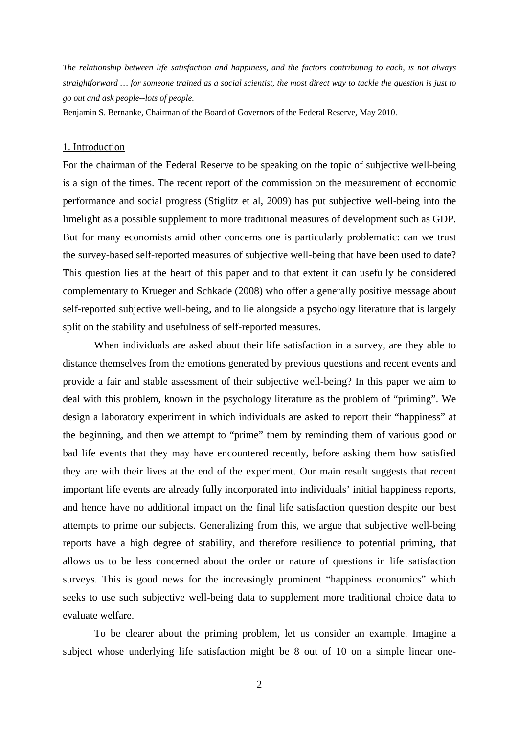*The relationship between life satisfaction and happiness, and the factors contributing to each, is not always straightforward … for someone trained as a social scientist, the most direct way to tackle the question is just to go out and ask people--lots of people.*

Benjamin S. Bernanke, Chairman of the Board of Governors of the Federal Reserve, May 2010.

## 1. Introduction

For the chairman of the Federal Reserve to be speaking on the topic of subjective well-being is a sign of the times. The recent report of the commission on the measurement of economic performance and social progress (Stiglitz et al, 2009) has put subjective well-being into the limelight as a possible supplement to more traditional measures of development such as GDP. But for many economists amid other concerns one is particularly problematic: can we trust the survey-based self-reported measures of subjective well-being that have been used to date? This question lies at the heart of this paper and to that extent it can usefully be considered complementary to Krueger and Schkade (2008) who offer a generally positive message about self-reported subjective well-being, and to lie alongside a psychology literature that is largely split on the stability and usefulness of self-reported measures.

When individuals are asked about their life satisfaction in a survey, are they able to distance themselves from the emotions generated by previous questions and recent events and provide a fair and stable assessment of their subjective well-being? In this paper we aim to deal with this problem, known in the psychology literature as the problem of "priming". We design a laboratory experiment in which individuals are asked to report their "happiness" at the beginning, and then we attempt to "prime" them by reminding them of various good or bad life events that they may have encountered recently, before asking them how satisfied they are with their lives at the end of the experiment. Our main result suggests that recent important life events are already fully incorporated into individuals' initial happiness reports, and hence have no additional impact on the final life satisfaction question despite our best attempts to prime our subjects. Generalizing from this, we argue that subjective well-being reports have a high degree of stability, and therefore resilience to potential priming, that allows us to be less concerned about the order or nature of questions in life satisfaction surveys. This is good news for the increasingly prominent "happiness economics" which seeks to use such subjective well-being data to supplement more traditional choice data to evaluate welfare.

To be clearer about the priming problem, let us consider an example. Imagine a subject whose underlying life satisfaction might be 8 out of 10 on a simple linear one-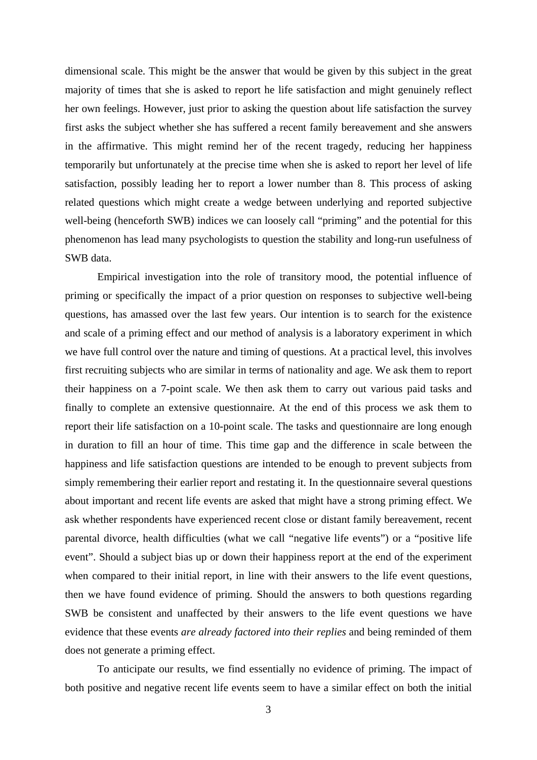dimensional scale. This might be the answer that would be given by this subject in the great majority of times that she is asked to report he life satisfaction and might genuinely reflect her own feelings. However, just prior to asking the question about life satisfaction the survey first asks the subject whether she has suffered a recent family bereavement and she answers in the affirmative. This might remind her of the recent tragedy, reducing her happiness temporarily but unfortunately at the precise time when she is asked to report her level of life satisfaction, possibly leading her to report a lower number than 8. This process of asking related questions which might create a wedge between underlying and reported subjective well-being (henceforth SWB) indices we can loosely call "priming" and the potential for this phenomenon has lead many psychologists to question the stability and long-run usefulness of SWB data.

Empirical investigation into the role of transitory mood, the potential influence of priming or specifically the impact of a prior question on responses to subjective well-being questions, has amassed over the last few years. Our intention is to search for the existence and scale of a priming effect and our method of analysis is a laboratory experiment in which we have full control over the nature and timing of questions. At a practical level, this involves first recruiting subjects who are similar in terms of nationality and age. We ask them to report their happiness on a 7-point scale. We then ask them to carry out various paid tasks and finally to complete an extensive questionnaire. At the end of this process we ask them to report their life satisfaction on a 10-point scale. The tasks and questionnaire are long enough in duration to fill an hour of time. This time gap and the difference in scale between the happiness and life satisfaction questions are intended to be enough to prevent subjects from simply remembering their earlier report and restating it. In the questionnaire several questions about important and recent life events are asked that might have a strong priming effect. We ask whether respondents have experienced recent close or distant family bereavement, recent parental divorce, health difficulties (what we call "negative life events") or a "positive life event". Should a subject bias up or down their happiness report at the end of the experiment when compared to their initial report, in line with their answers to the life event questions, then we have found evidence of priming. Should the answers to both questions regarding SWB be consistent and unaffected by their answers to the life event questions we have evidence that these events *are already factored into their replies* and being reminded of them does not generate a priming effect.

To anticipate our results, we find essentially no evidence of priming. The impact of both positive and negative recent life events seem to have a similar effect on both the initial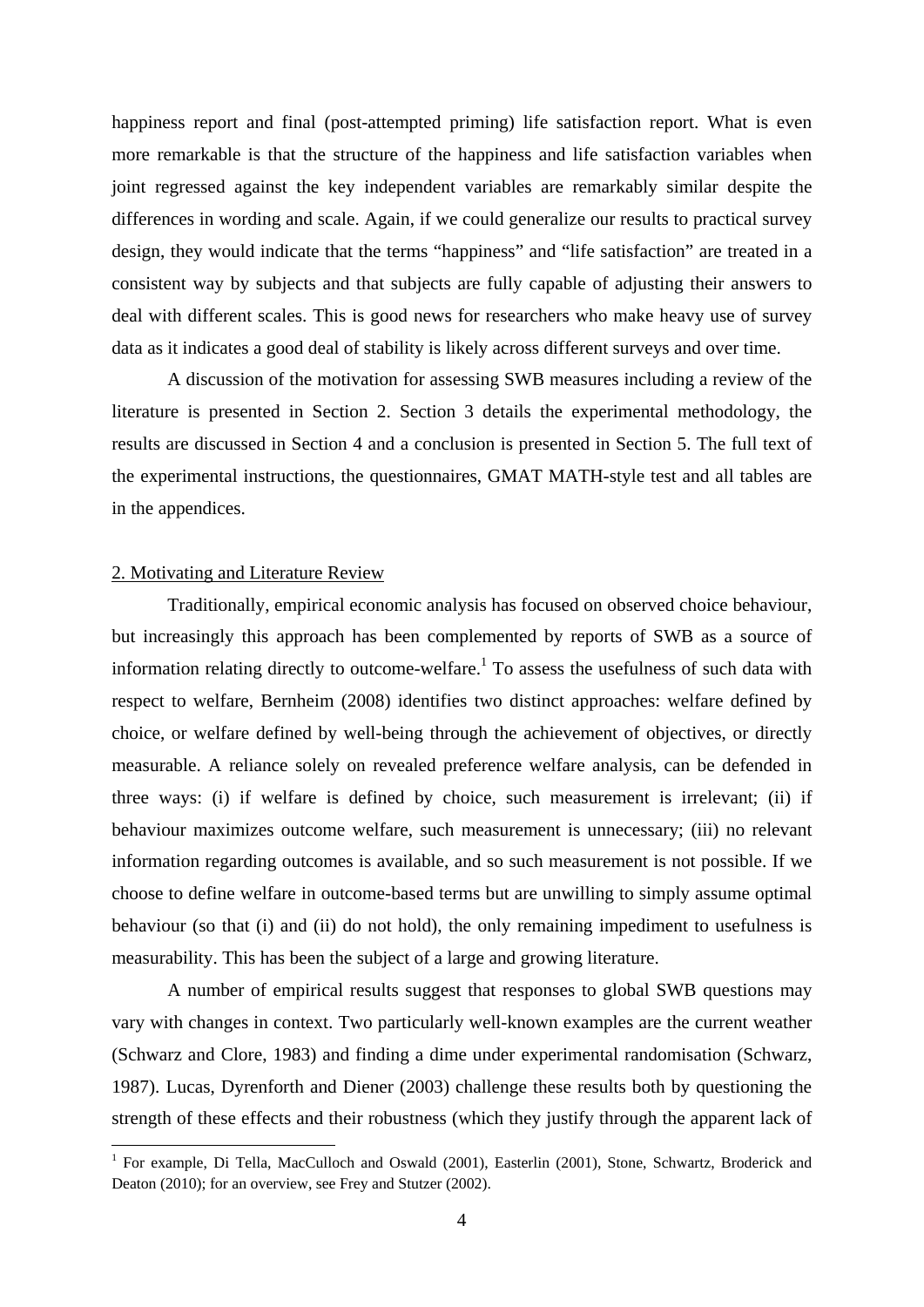happiness report and final (post-attempted priming) life satisfaction report. What is even more remarkable is that the structure of the happiness and life satisfaction variables when joint regressed against the key independent variables are remarkably similar despite the differences in wording and scale. Again, if we could generalize our results to practical survey design, they would indicate that the terms "happiness" and "life satisfaction" are treated in a consistent way by subjects and that subjects are fully capable of adjusting their answers to deal with different scales. This is good news for researchers who make heavy use of survey data as it indicates a good deal of stability is likely across different surveys and over time.

A discussion of the motivation for assessing SWB measures including a review of the literature is presented in Section 2. Section 3 details the experimental methodology, the results are discussed in Section 4 and a conclusion is presented in Section 5. The full text of the experimental instructions, the questionnaires, GMAT MATH-style test and all tables are in the appendices.

## 2. Motivating and Literature Review

Traditionally, empirical economic analysis has focused on observed choice behaviour, but increasingly this approach has been complemented by reports of SWB as a source of information relating directly to outcome-welfare.[1] To assess the usefulness of such data with respect to welfare, Bernheim (2008) identifies two distinct approaches: welfare defined by choice, or welfare defined by well-being through the achievement of objectives, or directly measurable. A reliance solely on revealed preference welfare analysis, can be defended in three ways: (i) if welfare is defined by choice, such measurement is irrelevant; (ii) if behaviour maximizes outcome welfare, such measurement is unnecessary; (iii) no relevant information regarding outcomes is available, and so such measurement is not possible. If we choose to define welfare in outcome-based terms but are unwilling to simply assume optimal behaviour (so that (i) and (ii) do not hold), the only remaining impediment to usefulness is measurability. This has been the subject of a large and growing literature.

A number of empirical results suggest that responses to global SWB questions may vary with changes in context. Two particularly well-known examples are the current weather (Schwarz and Clore, 1983) and finding a dime under experimental randomisation (Schwarz, 1987). Lucas, Dyrenforth and Diener (2003) challenge these results both by questioning the strength of these effects and their robustness (which they justify through the apparent lack of

[1] For example, Di Tella, MacCulloch and Oswald (2001), Easterlin (2001), Stone, Schwartz, Broderick and Deaton (2010); for an overview, see Frey and Stutzer (2002).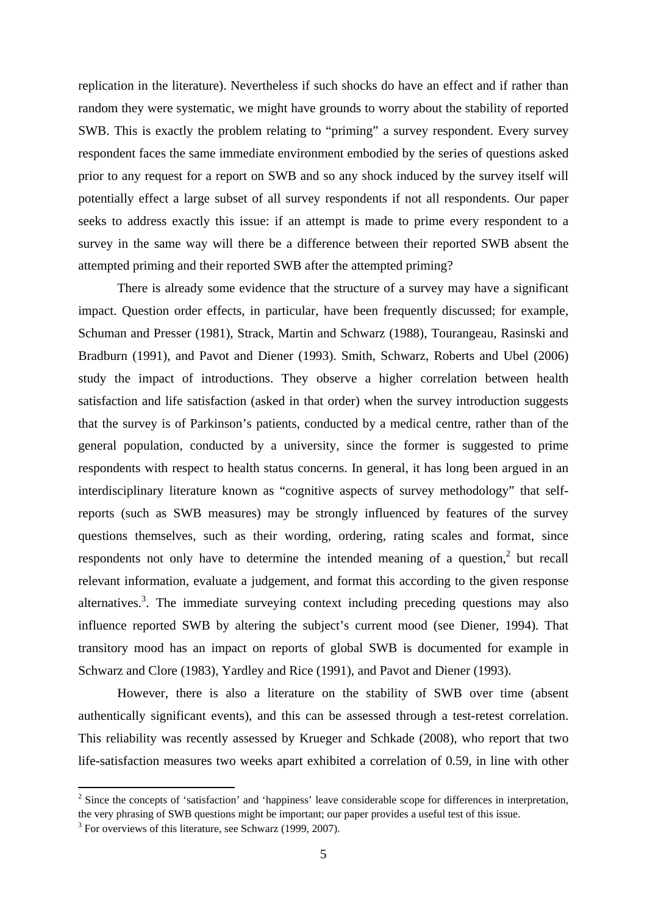replication in the literature). Nevertheless if such shocks do have an effect and if rather than random they were systematic, we might have grounds to worry about the stability of reported SWB. This is exactly the problem relating to "priming" a survey respondent. Every survey respondent faces the same immediate environment embodied by the series of questions asked prior to any request for a report on SWB and so any shock induced by the survey itself will potentially effect a large subset of all survey respondents if not all respondents. Our paper seeks to address exactly this issue: if an attempt is made to prime every respondent to a survey in the same way will there be a difference between their reported SWB absent the attempted priming and their reported SWB after the attempted priming?

There is already some evidence that the structure of a survey may have a significant impact. Question order effects, in particular, have been frequently discussed; for example, Schuman and Presser (1981), Strack, Martin and Schwarz (1988), Tourangeau, Rasinski and Bradburn (1991), and Pavot and Diener (1993). Smith, Schwarz, Roberts and Ubel (2006) study the impact of introductions. They observe a higher correlation between health satisfaction and life satisfaction (asked in that order) when the survey introduction suggests that the survey is of Parkinson's patients, conducted by a medical centre, rather than of the general population, conducted by a university, since the former is suggested to prime respondents with respect to health status concerns. In general, it has long been argued in an interdisciplinary literature known as "cognitive aspects of survey methodology" that self-reports (such as SWB measures) may be strongly influenced by features of the survey questions themselves, such as their wording, ordering, rating scales and format, since respondents not only have to determine the intended meaning of a question,[2] but recall relevant information, evaluate a judgement, and format this according to the given response alternatives.[3]. The immediate surveying context including preceding questions may also influence reported SWB by altering the subject's current mood (see Diener, 1994). That transitory mood has an impact on reports of global SWB is documented for example in Schwarz and Clore (1983), Yardley and Rice (1991), and Pavot and Diener (1993).

However, there is also a literature on the stability of SWB over time (absent authentically significant events), and this can be assessed through a test-retest correlation. This reliability was recently assessed by Krueger and Schkade (2008), who report that two life-satisfaction measures two weeks apart exhibited a correlation of 0.59, in line with other

[2] Since the concepts of 'satisfaction' and 'happiness' leave considerable scope for differences in interpretation, the very phrasing of SWB questions might be important; our paper provides a useful test of this issue.

[3] For overviews of this literature, see Schwarz (1999, 2007).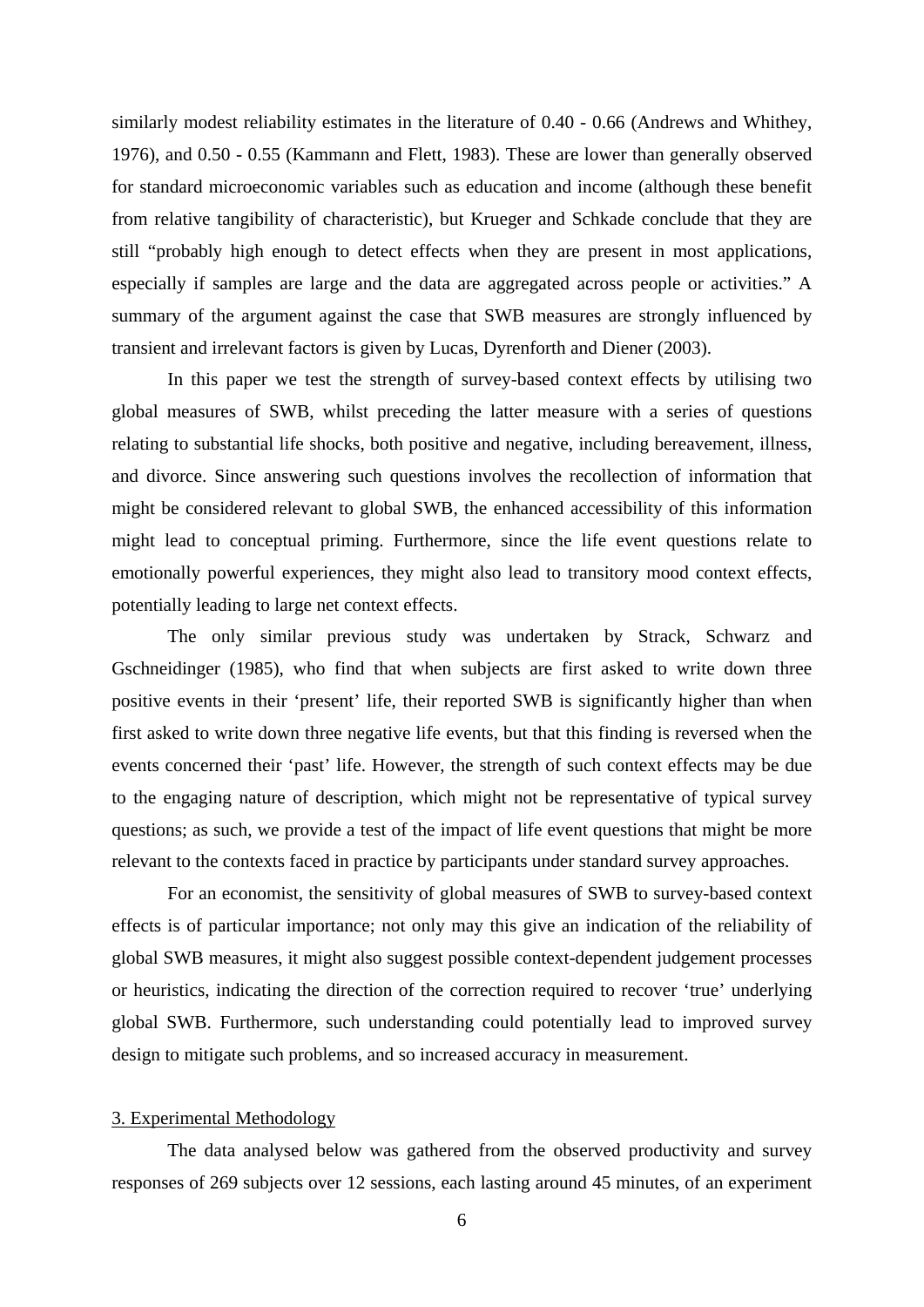similarly modest reliability estimates in the literature of 0.40 - 0.66 (Andrews and Whithey, 1976), and 0.50 - 0.55 (Kammann and Flett, 1983). These are lower than generally observed for standard microeconomic variables such as education and income (although these benefit from relative tangibility of characteristic), but Krueger and Schkade conclude that they are still "probably high enough to detect effects when they are present in most applications, especially if samples are large and the data are aggregated across people or activities." A summary of the argument against the case that SWB measures are strongly influenced by transient and irrelevant factors is given by Lucas, Dyrenforth and Diener (2003).

In this paper we test the strength of survey-based context effects by utilising two global measures of SWB, whilst preceding the latter measure with a series of questions relating to substantial life shocks, both positive and negative, including bereavement, illness, and divorce. Since answering such questions involves the recollection of information that might be considered relevant to global SWB, the enhanced accessibility of this information might lead to conceptual priming. Furthermore, since the life event questions relate to emotionally powerful experiences, they might also lead to transitory mood context effects, potentially leading to large net context effects.

The only similar previous study was undertaken by Strack, Schwarz and Gschneidinger (1985), who find that when subjects are first asked to write down three positive events in their 'present' life, their reported SWB is significantly higher than when first asked to write down three negative life events, but that this finding is reversed when the events concerned their 'past' life. However, the strength of such context effects may be due to the engaging nature of description, which might not be representative of typical survey questions; as such, we provide a test of the impact of life event questions that might be more relevant to the contexts faced in practice by participants under standard survey approaches.

For an economist, the sensitivity of global measures of SWB to survey-based context effects is of particular importance; not only may this give an indication of the reliability of global SWB measures, it might also suggest possible context-dependent judgement processes or heuristics, indicating the direction of the correction required to recover 'true' underlying global SWB. Furthermore, such understanding could potentially lead to improved survey design to mitigate such problems, and so increased accuracy in measurement.

## 3. Experimental Methodology

The data analysed below was gathered from the observed productivity and survey responses of 269 subjects over 12 sessions, each lasting around 45 minutes, of an experiment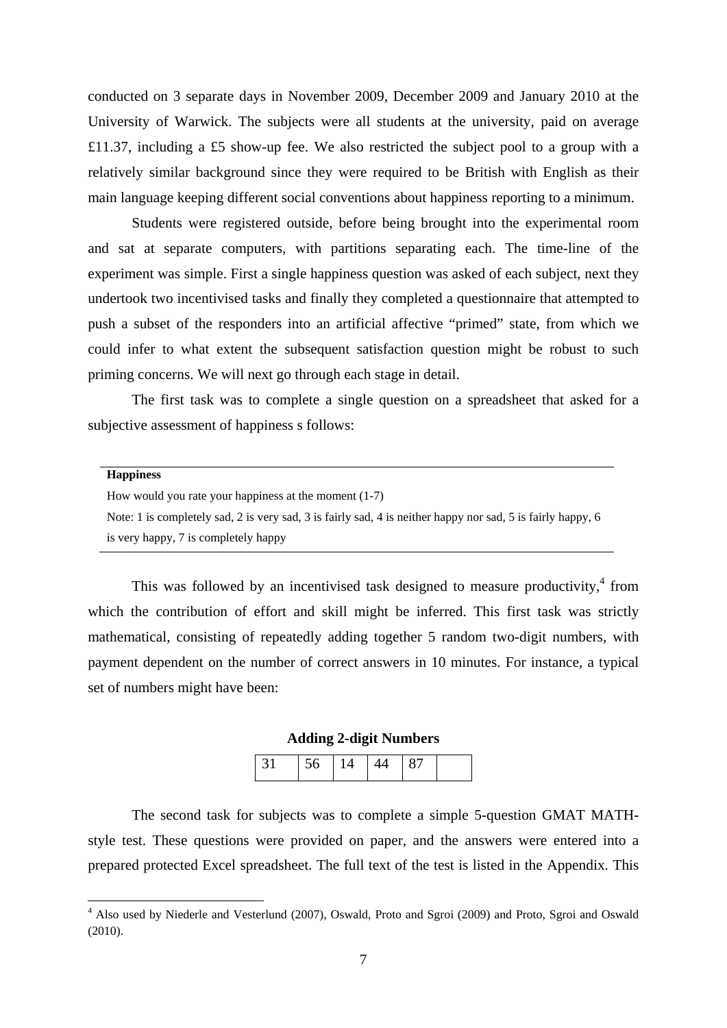conducted on 3 separate days in November 2009, December 2009 and January 2010 at the University of Warwick. The subjects were all students at the university, paid on average £11.37, including a £5 show-up fee. We also restricted the subject pool to a group with a relatively similar background since they were required to be British with English as their main language keeping different social conventions about happiness reporting to a minimum.

Students were registered outside, before being brought into the experimental room and sat at separate computers, with partitions separating each. The time-line of the experiment was simple. First a single happiness question was asked of each subject, next they undertook two incentivised tasks and finally they completed a questionnaire that attempted to push a subset of the responders into an artificial affective "primed" state, from which we could infer to what extent the subsequent satisfaction question might be robust to such priming concerns. We will next go through each stage in detail.

The first task was to complete a single question on a spreadsheet that asked for a subjective assessment of happiness s follows:

**Happiness**

How would you rate your happiness at the moment (1-7)

Note: 1 is completely sad, 2 is very sad, 3 is fairly sad, 4 is neither happy nor sad, 5 is fairly happy, 6 is very happy, 7 is completely happy

This was followed by an incentivised task designed to measure productivity,[4] from which the contribution of effort and skill might be inferred. This first task was strictly mathematical, consisting of repeatedly adding together 5 random two-digit numbers, with payment dependent on the number of correct answers in 10 minutes. For instance, a typical set of numbers might have been:

**Adding 2-digit Numbers**

| 31 | 56 | 14 | 44 | 87 | |
|---|---|---|---|---|---|

The second task for subjects was to complete a simple 5-question GMAT MATH-style test. These questions were provided on paper, and the answers were entered into a prepared protected Excel spreadsheet. The full text of the test is listed in the Appendix. This

[4] Also used by Niederle and Vesterlund (2007), Oswald, Proto and Sgroi (2009) and Proto, Sgroi and Oswald (2010).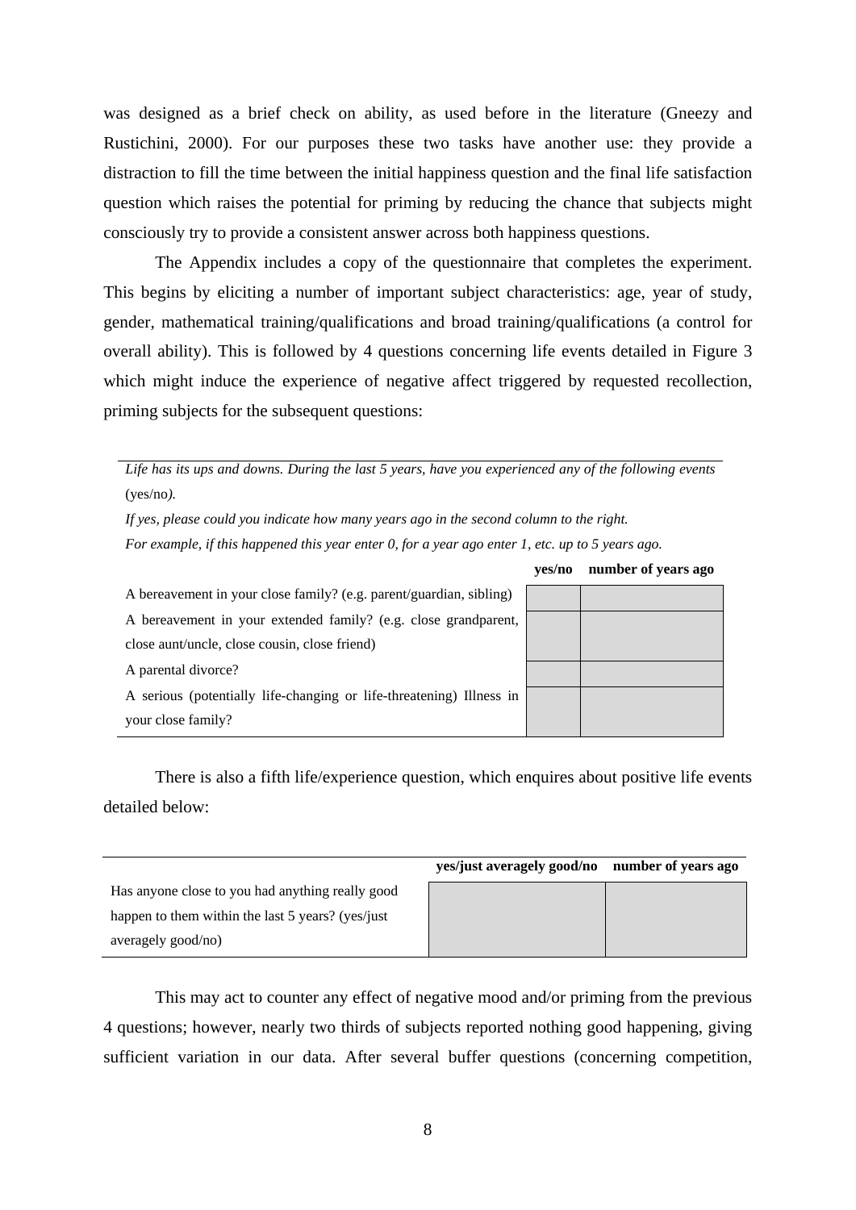was designed as a brief check on ability, as used before in the literature (Gneezy and Rustichini, 2000). For our purposes these two tasks have another use: they provide a distraction to fill the time between the initial happiness question and the final life satisfaction question which raises the potential for priming by reducing the chance that subjects might consciously try to provide a consistent answer across both happiness questions.

The Appendix includes a copy of the questionnaire that completes the experiment. This begins by eliciting a number of important subject characteristics: age, year of study, gender, mathematical training/qualifications and broad training/qualifications (a control for overall ability). This is followed by 4 questions concerning life events detailed in Figure 3 which might induce the experience of negative affect triggered by requested recollection, priming subjects for the subsequent questions:

*Life has its ups and downs. During the last 5 years, have you experienced any of the following events* (yes/no*).*

*If yes, please could you indicate how many years ago in the second column to the right.*

*For example, if this happened this year enter 0, for a year ago enter 1, etc. up to 5 years ago.*

| | **yes/no** | **number of years ago** |
|---|---|---|
| A bereavement in your close family? (e.g. parent/guardian, sibling) | | |
| A bereavement in your extended family? (e.g. close grandparent, close aunt/uncle, close cousin, close friend) | | |
| A parental divorce? | | |
| A serious (potentially life-changing or life-threatening) Illness in your close family? | | |

There is also a fifth life/experience question, which enquires about positive life events detailed below:

| | **yes/just averagely good/no** | **number of years ago** |
|---|---|---|
| Has anyone close to you had anything really good happen to them within the last 5 years? (yes/just averagely good/no) | | |

This may act to counter any effect of negative mood and/or priming from the previous 4 questions; however, nearly two thirds of subjects reported nothing good happening, giving sufficient variation in our data. After several buffer questions (concerning competition,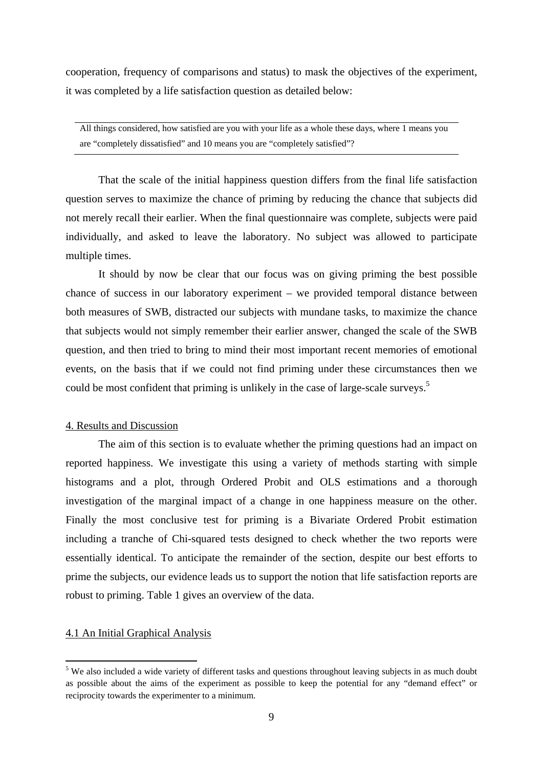cooperation, frequency of comparisons and status) to mask the objectives of the experiment, it was completed by a life satisfaction question as detailed below:

> All things considered, how satisfied are you with your life as a whole these days, where 1 means you are "completely dissatisfied" and 10 means you are "completely satisfied"?

That the scale of the initial happiness question differs from the final life satisfaction question serves to maximize the chance of priming by reducing the chance that subjects did not merely recall their earlier. When the final questionnaire was complete, subjects were paid individually, and asked to leave the laboratory. No subject was allowed to participate multiple times.

It should by now be clear that our focus was on giving priming the best possible chance of success in our laboratory experiment – we provided temporal distance between both measures of SWB, distracted our subjects with mundane tasks, to maximize the chance that subjects would not simply remember their earlier answer, changed the scale of the SWB question, and then tried to bring to mind their most important recent memories of emotional events, on the basis that if we could not find priming under these circumstances then we could be most confident that priming is unlikely in the case of large-scale surveys.[5]

## 4. Results and Discussion

The aim of this section is to evaluate whether the priming questions had an impact on reported happiness. We investigate this using a variety of methods starting with simple histograms and a plot, through Ordered Probit and OLS estimations and a thorough investigation of the marginal impact of a change in one happiness measure on the other. Finally the most conclusive test for priming is a Bivariate Ordered Probit estimation including a tranche of Chi-squared tests designed to check whether the two reports were essentially identical. To anticipate the remainder of the section, despite our best efforts to prime the subjects, our evidence leads us to support the notion that life satisfaction reports are robust to priming. Table 1 gives an overview of the data.

### 4.1 An Initial Graphical Analysis

[5] We also included a wide variety of different tasks and questions throughout leaving subjects in as much doubt as possible about the aims of the experiment as possible to keep the potential for any "demand effect" or reciprocity towards the experimenter to a minimum.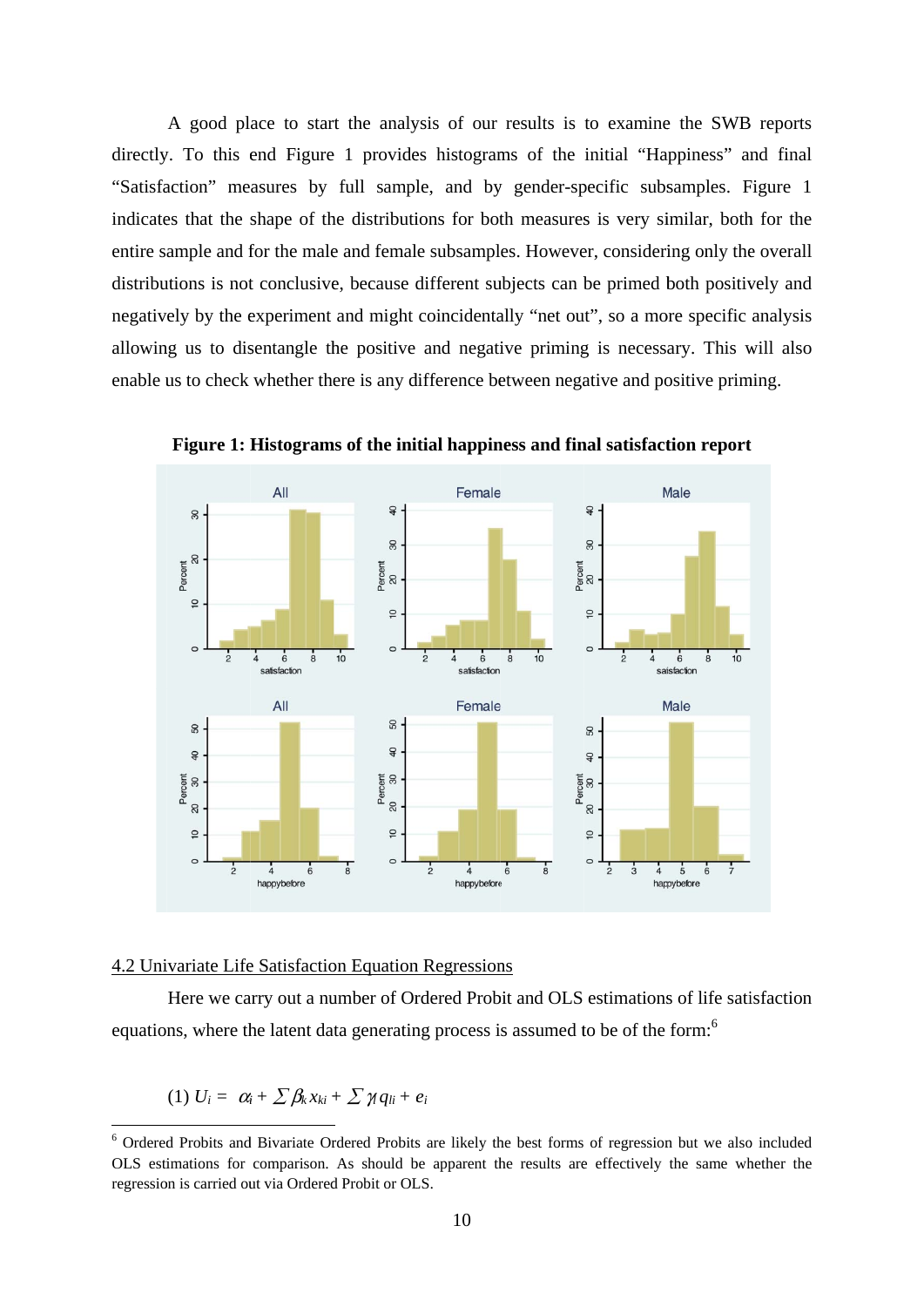A good place to start the analysis of our results is to examine the SWB reports directly. To this end Figure 1 provides histograms of the initial "Happiness" and final "Satisfaction" measures by full sample, and by gender-specific subsamples. Figure 1 indicates that the shape of the distributions for both measures is very similar, both for the entire sample and for the male and female subsamples. However, considering only the overall distributions is not conclusive, because different subjects can be primed both positively and negatively by the experiment and might coincidentally "net out", so a more specific analysis allowing us to disentangle the positive and negative priming is necessary. This will also enable us to check whether there is any difference between negative and positive priming.

**Figure 1: Histograms of the initial happiness and final satisfaction report**

### 4.2 Univariate Life Satisfaction Equation Regressions

Here we carry out a number of Ordered Probit and OLS estimations of life satisfaction equations, where the latent data generating process is assumed to be of the form:[6]

$$(1)\ U_i = \alpha_i + \sum \beta_k x_{ki} + \sum \gamma_l q_{li} + e_i$$

[6] Ordered Probits and Bivariate Ordered Probits are likely the best forms of regression but we also included OLS estimations for comparison. As should be apparent the results are effectively the same whether the regression is carried out via Ordered Probit or OLS.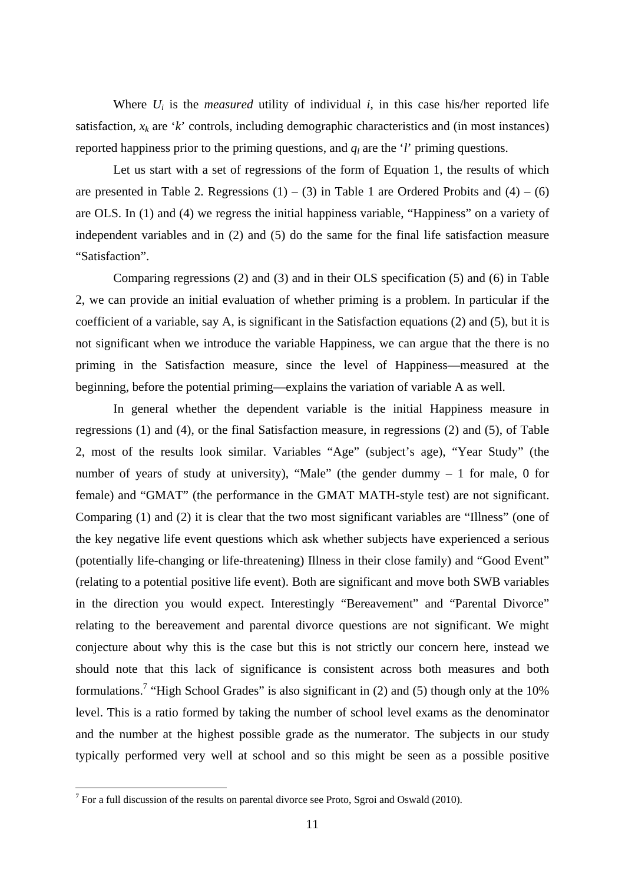Where $U_i$ is the *measured* utility of individual *i*, in this case his/her reported life satisfaction, $x_k$ are '*k*' controls, including demographic characteristics and (in most instances) reported happiness prior to the priming questions, and $q_l$ are the '*l*' priming questions.

Let us start with a set of regressions of the form of Equation 1, the results of which are presented in Table 2. Regressions (1) – (3) in Table 1 are Ordered Probits and (4) – (6) are OLS. In (1) and (4) we regress the initial happiness variable, "Happiness" on a variety of independent variables and in (2) and (5) do the same for the final life satisfaction measure "Satisfaction".

Comparing regressions (2) and (3) and in their OLS specification (5) and (6) in Table 2, we can provide an initial evaluation of whether priming is a problem. In particular if the coefficient of a variable, say A, is significant in the Satisfaction equations (2) and (5), but it is not significant when we introduce the variable Happiness, we can argue that the there is no priming in the Satisfaction measure, since the level of Happiness—measured at the beginning, before the potential priming—explains the variation of variable A as well.

In general whether the dependent variable is the initial Happiness measure in regressions (1) and (4), or the final Satisfaction measure, in regressions (2) and (5), of Table 2, most of the results look similar. Variables "Age" (subject's age), "Year Study" (the number of years of study at university), "Male" (the gender dummy – 1 for male, 0 for female) and "GMAT" (the performance in the GMAT MATH-style test) are not significant. Comparing (1) and (2) it is clear that the two most significant variables are "Illness" (one of the key negative life event questions which ask whether subjects have experienced a serious (potentially life-changing or life-threatening) Illness in their close family) and "Good Event" (relating to a potential positive life event). Both are significant and move both SWB variables in the direction you would expect. Interestingly "Bereavement" and "Parental Divorce" relating to the bereavement and parental divorce questions are not significant. We might conjecture about why this is the case but this is not strictly our concern here, instead we should note that this lack of significance is consistent across both measures and both formulations.[7] "High School Grades" is also significant in (2) and (5) though only at the 10% level. This is a ratio formed by taking the number of school level exams as the denominator and the number at the highest possible grade as the numerator. The subjects in our study typically performed very well at school and so this might be seen as a possible positive

[7] For a full discussion of the results on parental divorce see Proto, Sgroi and Oswald (2010).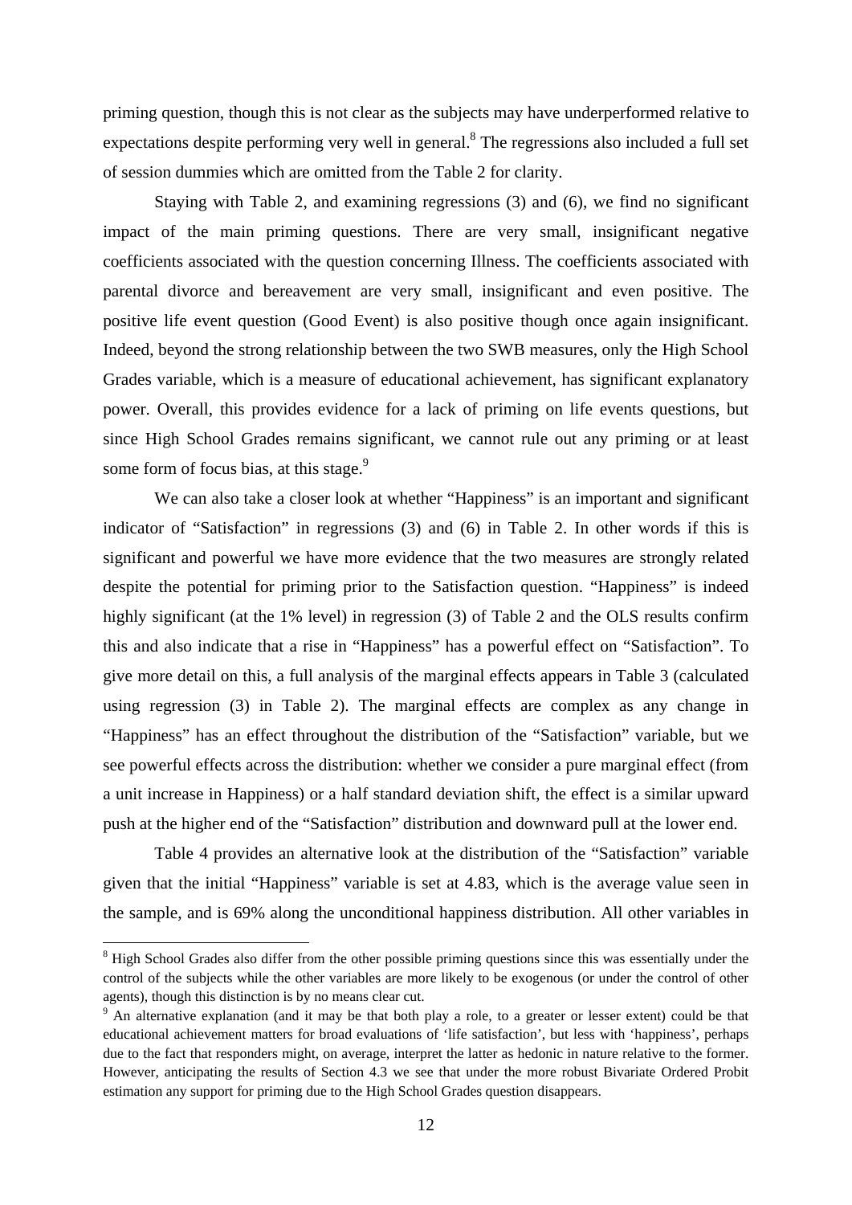priming question, though this is not clear as the subjects may have underperformed relative to expectations despite performing very well in general.[8] The regressions also included a full set of session dummies which are omitted from the Table 2 for clarity.

Staying with Table 2, and examining regressions (3) and (6), we find no significant impact of the main priming questions. There are very small, insignificant negative coefficients associated with the question concerning Illness. The coefficients associated with parental divorce and bereavement are very small, insignificant and even positive. The positive life event question (Good Event) is also positive though once again insignificant. Indeed, beyond the strong relationship between the two SWB measures, only the High School Grades variable, which is a measure of educational achievement, has significant explanatory power. Overall, this provides evidence for a lack of priming on life events questions, but since High School Grades remains significant, we cannot rule out any priming or at least some form of focus bias, at this stage.[9]

We can also take a closer look at whether "Happiness" is an important and significant indicator of "Satisfaction" in regressions (3) and (6) in Table 2. In other words if this is significant and powerful we have more evidence that the two measures are strongly related despite the potential for priming prior to the Satisfaction question. "Happiness" is indeed highly significant (at the 1% level) in regression (3) of Table 2 and the OLS results confirm this and also indicate that a rise in "Happiness" has a powerful effect on "Satisfaction". To give more detail on this, a full analysis of the marginal effects appears in Table 3 (calculated using regression (3) in Table 2). The marginal effects are complex as any change in "Happiness" has an effect throughout the distribution of the "Satisfaction" variable, but we see powerful effects across the distribution: whether we consider a pure marginal effect (from a unit increase in Happiness) or a half standard deviation shift, the effect is a similar upward push at the higher end of the "Satisfaction" distribution and downward pull at the lower end.

Table 4 provides an alternative look at the distribution of the "Satisfaction" variable given that the initial "Happiness" variable is set at 4.83, which is the average value seen in the sample, and is 69% along the unconditional happiness distribution. All other variables in

---

[8] High School Grades also differ from the other possible priming questions since this was essentially under the control of the subjects while the other variables are more likely to be exogenous (or under the control of other agents), though this distinction is by no means clear cut.

[9] An alternative explanation (and it may be that both play a role, to a greater or lesser extent) could be that educational achievement matters for broad evaluations of 'life satisfaction', but less with 'happiness', perhaps due to the fact that responders might, on average, interpret the latter as hedonic in nature relative to the former. However, anticipating the results of Section 4.3 we see that under the more robust Bivariate Ordered Probit estimation any support for priming due to the High School Grades question disappears.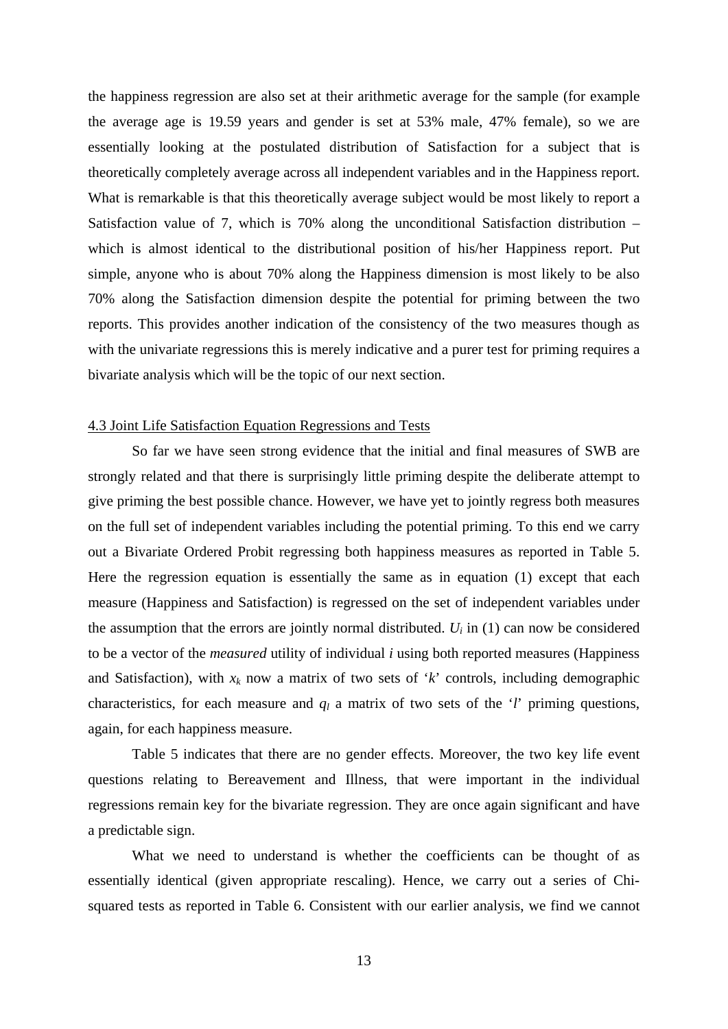the happiness regression are also set at their arithmetic average for the sample (for example the average age is 19.59 years and gender is set at 53% male, 47% female), so we are essentially looking at the postulated distribution of Satisfaction for a subject that is theoretically completely average across all independent variables and in the Happiness report. What is remarkable is that this theoretically average subject would be most likely to report a Satisfaction value of 7, which is 70% along the unconditional Satisfaction distribution – which is almost identical to the distributional position of his/her Happiness report. Put simple, anyone who is about 70% along the Happiness dimension is most likely to be also 70% along the Satisfaction dimension despite the potential for priming between the two reports. This provides another indication of the consistency of the two measures though as with the univariate regressions this is merely indicative and a purer test for priming requires a bivariate analysis which will be the topic of our next section.

### 4.3 Joint Life Satisfaction Equation Regressions and Tests

So far we have seen strong evidence that the initial and final measures of SWB are strongly related and that there is surprisingly little priming despite the deliberate attempt to give priming the best possible chance. However, we have yet to jointly regress both measures on the full set of independent variables including the potential priming. To this end we carry out a Bivariate Ordered Probit regressing both happiness measures as reported in Table 5. Here the regression equation is essentially the same as in equation (1) except that each measure (Happiness and Satisfaction) is regressed on the set of independent variables under the assumption that the errors are jointly normal distributed. $U_i$ in (1) can now be considered to be a vector of the *measured* utility of individual $i$ using both reported measures (Happiness and Satisfaction), with $x_k$ now a matrix of two sets of '$k$' controls, including demographic characteristics, for each measure and $q_l$ a matrix of two sets of the '$l$' priming questions, again, for each happiness measure.

Table 5 indicates that there are no gender effects. Moreover, the two key life event questions relating to Bereavement and Illness, that were important in the individual regressions remain key for the bivariate regression. They are once again significant and have a predictable sign.

What we need to understand is whether the coefficients can be thought of as essentially identical (given appropriate rescaling). Hence, we carry out a series of Chi-squared tests as reported in Table 6. Consistent with our earlier analysis, we find we cannot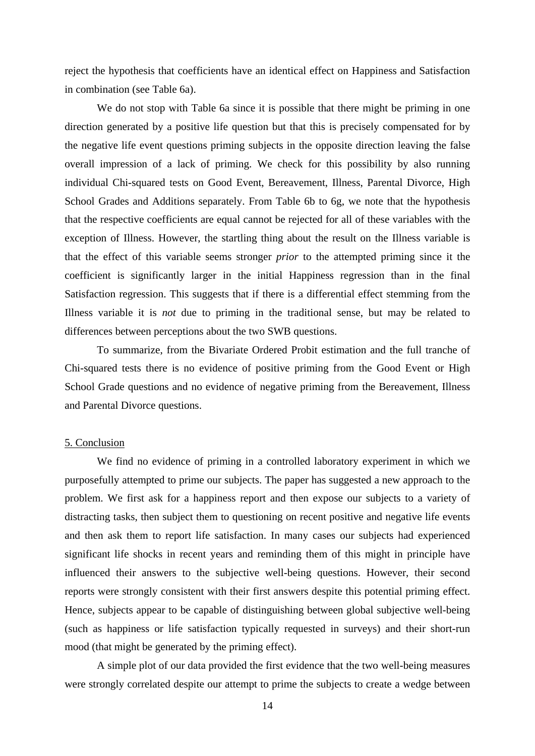reject the hypothesis that coefficients have an identical effect on Happiness and Satisfaction in combination (see Table 6a).

We do not stop with Table 6a since it is possible that there might be priming in one direction generated by a positive life question but that this is precisely compensated for by the negative life event questions priming subjects in the opposite direction leaving the false overall impression of a lack of priming. We check for this possibility by also running individual Chi-squared tests on Good Event, Bereavement, Illness, Parental Divorce, High School Grades and Additions separately. From Table 6b to 6g, we note that the hypothesis that the respective coefficients are equal cannot be rejected for all of these variables with the exception of Illness. However, the startling thing about the result on the Illness variable is that the effect of this variable seems stronger *prior* to the attempted priming since it the coefficient is significantly larger in the initial Happiness regression than in the final Satisfaction regression. This suggests that if there is a differential effect stemming from the Illness variable it is *not* due to priming in the traditional sense, but may be related to differences between perceptions about the two SWB questions.

To summarize, from the Bivariate Ordered Probit estimation and the full tranche of Chi-squared tests there is no evidence of positive priming from the Good Event or High School Grade questions and no evidence of negative priming from the Bereavement, Illness and Parental Divorce questions.

## 5. Conclusion

We find no evidence of priming in a controlled laboratory experiment in which we purposefully attempted to prime our subjects. The paper has suggested a new approach to the problem. We first ask for a happiness report and then expose our subjects to a variety of distracting tasks, then subject them to questioning on recent positive and negative life events and then ask them to report life satisfaction. In many cases our subjects had experienced significant life shocks in recent years and reminding them of this might in principle have influenced their answers to the subjective well-being questions. However, their second reports were strongly consistent with their first answers despite this potential priming effect. Hence, subjects appear to be capable of distinguishing between global subjective well-being (such as happiness or life satisfaction typically requested in surveys) and their short-run mood (that might be generated by the priming effect).

A simple plot of our data provided the first evidence that the two well-being measures were strongly correlated despite our attempt to prime the subjects to create a wedge between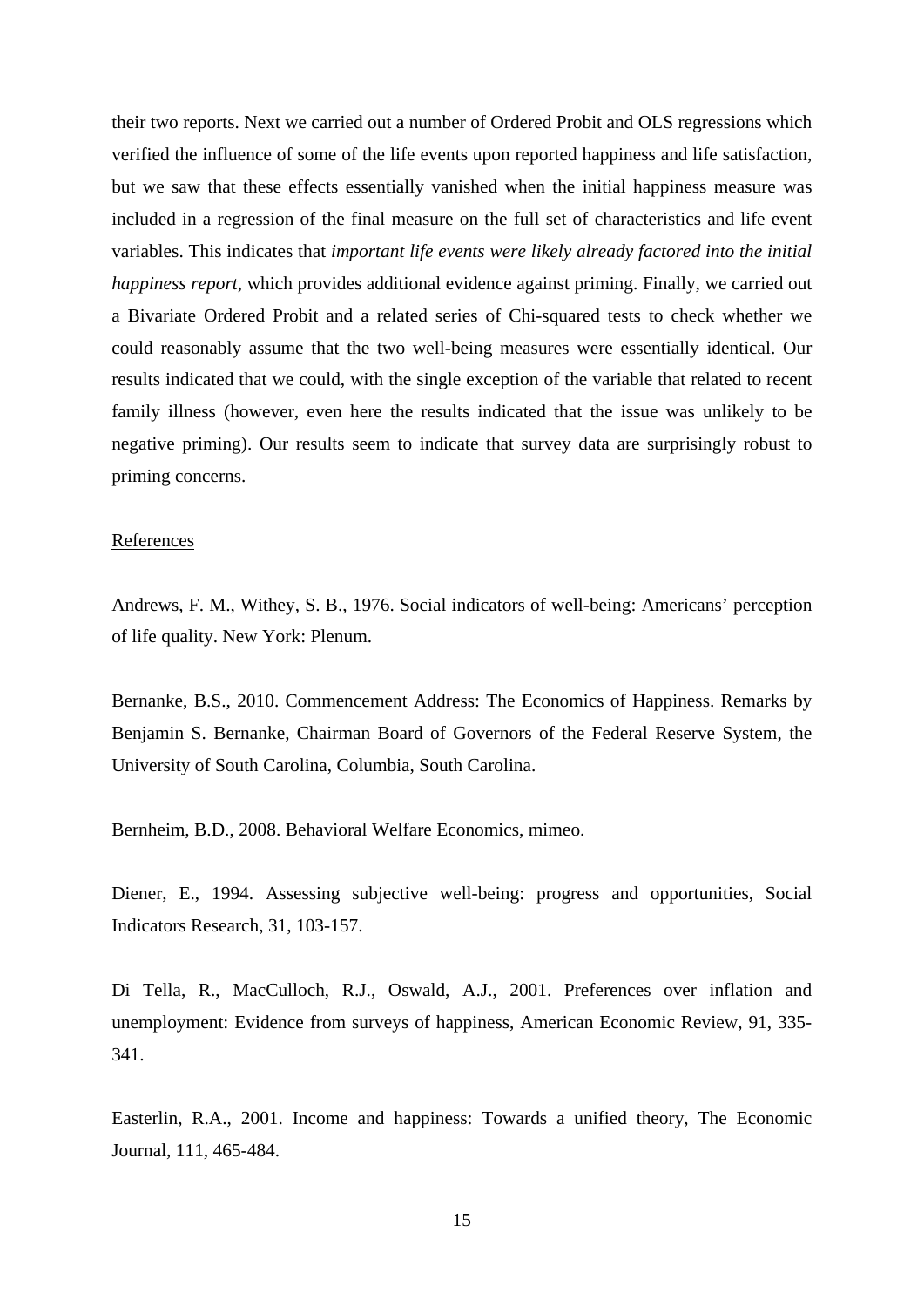their two reports. Next we carried out a number of Ordered Probit and OLS regressions which verified the influence of some of the life events upon reported happiness and life satisfaction, but we saw that these effects essentially vanished when the initial happiness measure was included in a regression of the final measure on the full set of characteristics and life event variables. This indicates that *important life events were likely already factored into the initial happiness report*, which provides additional evidence against priming. Finally, we carried out a Bivariate Ordered Probit and a related series of Chi-squared tests to check whether we could reasonably assume that the two well-being measures were essentially identical. Our results indicated that we could, with the single exception of the variable that related to recent family illness (however, even here the results indicated that the issue was unlikely to be negative priming). Our results seem to indicate that survey data are surprisingly robust to priming concerns.

## References

Andrews, F. M., Withey, S. B., 1976. Social indicators of well-being: Americans' perception of life quality. New York: Plenum.

Bernanke, B.S., 2010. Commencement Address: The Economics of Happiness. Remarks by Benjamin S. Bernanke, Chairman Board of Governors of the Federal Reserve System, the University of South Carolina, Columbia, South Carolina.

Bernheim, B.D., 2008. Behavioral Welfare Economics, mimeo.

Diener, E., 1994. Assessing subjective well-being: progress and opportunities, Social Indicators Research, 31, 103-157.

Di Tella, R., MacCulloch, R.J., Oswald, A.J., 2001. Preferences over inflation and unemployment: Evidence from surveys of happiness, American Economic Review, 91, 335-341.

Easterlin, R.A., 2001. Income and happiness: Towards a unified theory, The Economic Journal, 111, 465-484.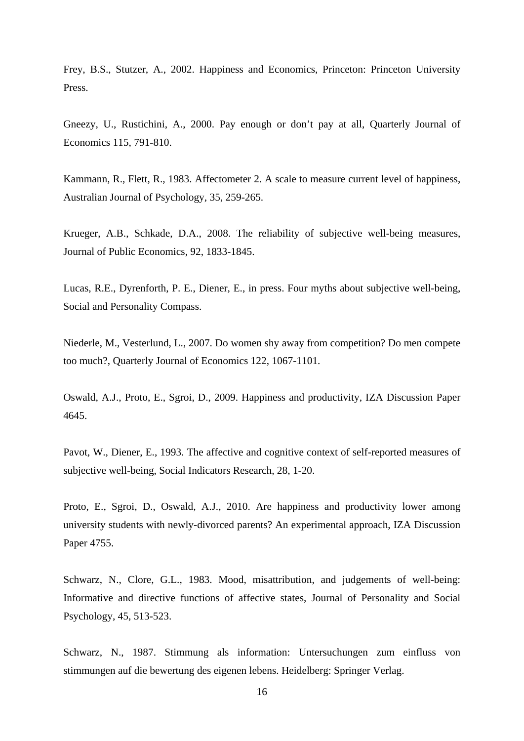Frey, B.S., Stutzer, A., 2002. Happiness and Economics, Princeton: Princeton University Press.

Gneezy, U., Rustichini, A., 2000. Pay enough or don't pay at all, Quarterly Journal of Economics 115, 791-810.

Kammann, R., Flett, R., 1983. Affectometer 2. A scale to measure current level of happiness, Australian Journal of Psychology, 35, 259-265.

Krueger, A.B., Schkade, D.A., 2008. The reliability of subjective well-being measures, Journal of Public Economics, 92, 1833-1845.

Lucas, R.E., Dyrenforth, P. E., Diener, E., in press. Four myths about subjective well-being, Social and Personality Compass.

Niederle, M., Vesterlund, L., 2007. Do women shy away from competition? Do men compete too much?, Quarterly Journal of Economics 122, 1067-1101.

Oswald, A.J., Proto, E., Sgroi, D., 2009. Happiness and productivity, IZA Discussion Paper 4645.

Pavot, W., Diener, E., 1993. The affective and cognitive context of self-reported measures of subjective well-being, Social Indicators Research, 28, 1-20.

Proto, E., Sgroi, D., Oswald, A.J., 2010. Are happiness and productivity lower among university students with newly-divorced parents? An experimental approach, IZA Discussion Paper 4755.

Schwarz, N., Clore, G.L., 1983. Mood, misattribution, and judgements of well-being: Informative and directive functions of affective states, Journal of Personality and Social Psychology, 45, 513-523.

Schwarz, N., 1987. Stimmung als information: Untersuchungen zum einfluss von stimmungen auf die bewertung des eigenen lebens. Heidelberg: Springer Verlag.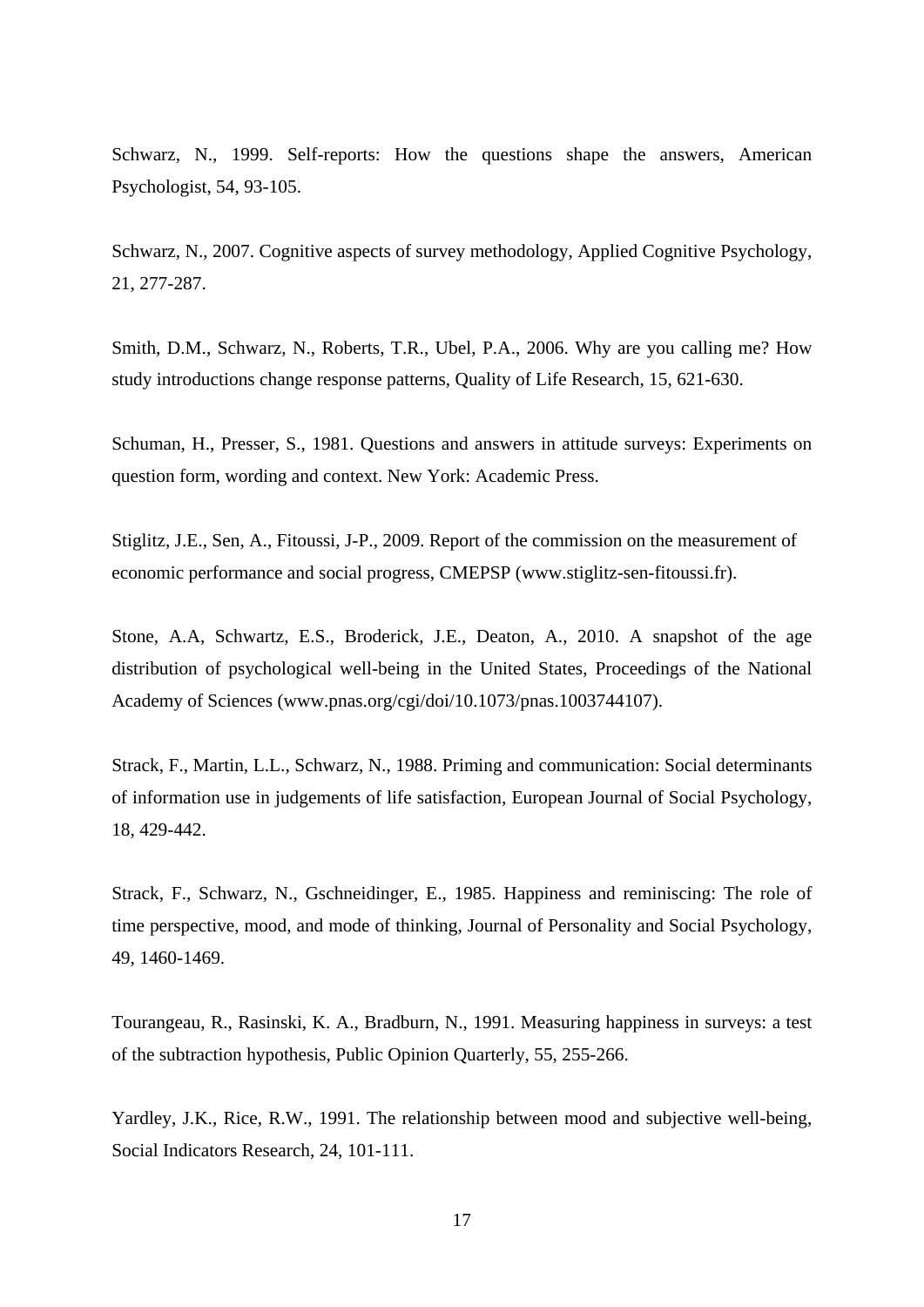Schwarz, N., 1999. Self-reports: How the questions shape the answers, American Psychologist, 54, 93-105.

Schwarz, N., 2007. Cognitive aspects of survey methodology, Applied Cognitive Psychology, 21, 277-287.

Smith, D.M., Schwarz, N., Roberts, T.R., Ubel, P.A., 2006. Why are you calling me? How study introductions change response patterns, Quality of Life Research, 15, 621-630.

Schuman, H., Presser, S., 1981. Questions and answers in attitude surveys: Experiments on question form, wording and context. New York: Academic Press.

Stiglitz, J.E., Sen, A., Fitoussi, J-P., 2009. Report of the commission on the measurement of economic performance and social progress, CMEPSP (www.stiglitz-sen-fitoussi.fr).

Stone, A.A, Schwartz, E.S., Broderick, J.E., Deaton, A., 2010. A snapshot of the age distribution of psychological well-being in the United States, Proceedings of the National Academy of Sciences (www.pnas.org/cgi/doi/10.1073/pnas.1003744107).

Strack, F., Martin, L.L., Schwarz, N., 1988. Priming and communication: Social determinants of information use in judgements of life satisfaction, European Journal of Social Psychology, 18, 429-442.

Strack, F., Schwarz, N., Gschneidinger, E., 1985. Happiness and reminiscing: The role of time perspective, mood, and mode of thinking, Journal of Personality and Social Psychology, 49, 1460-1469.

Tourangeau, R., Rasinski, K. A., Bradburn, N., 1991. Measuring happiness in surveys: a test of the subtraction hypothesis, Public Opinion Quarterly, 55, 255-266.

Yardley, J.K., Rice, R.W., 1991. The relationship between mood and subjective well-being, Social Indicators Research, 24, 101-111.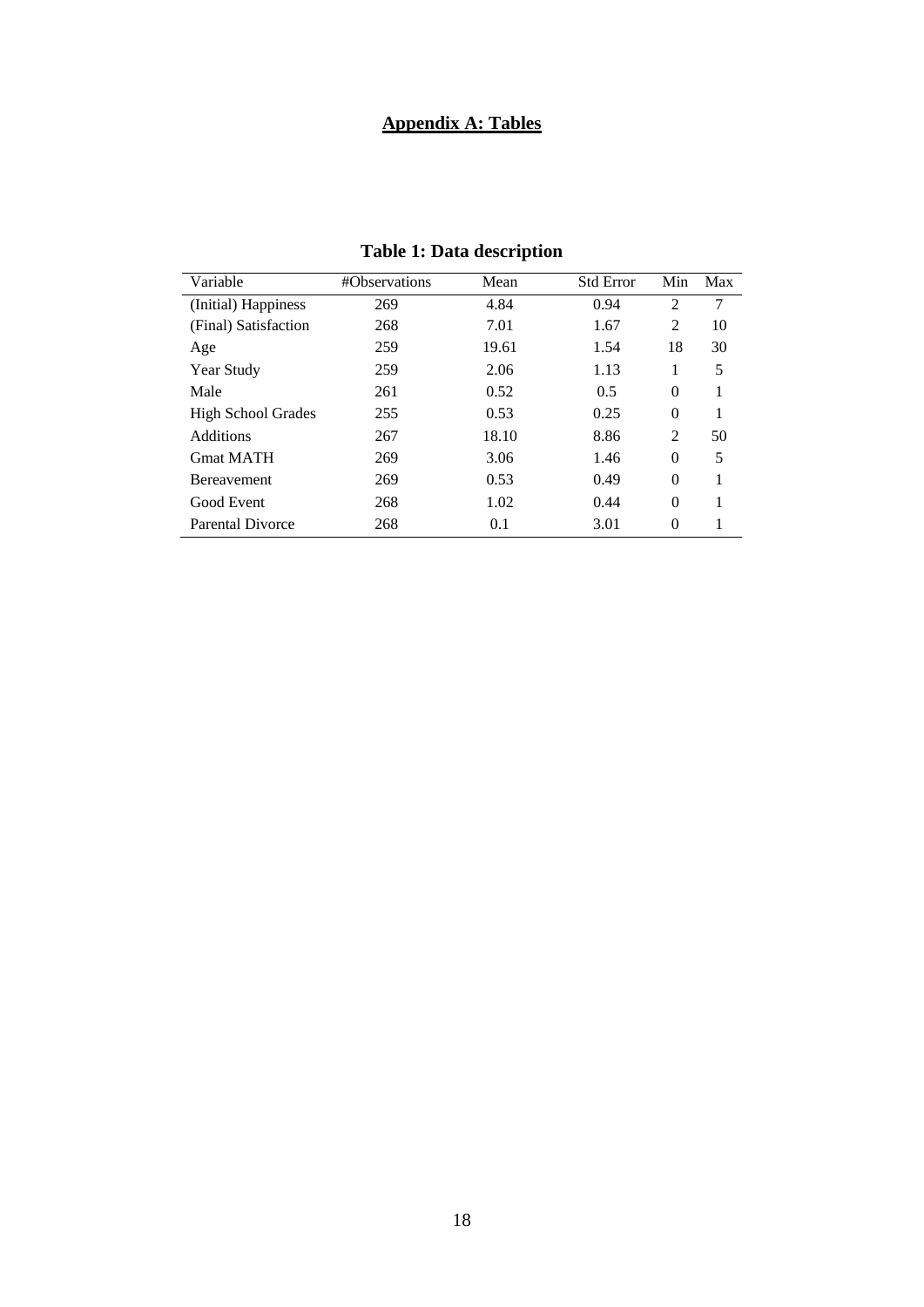## Appendix A: Tables

**Table 1: Data description**

| Variable | #Observations | Mean | Std Error | Min | Max |
|---|---|---|---|---|---|
| (Initial) Happiness | 269 | 4.84 | 0.94 | 2 | 7 |
| (Final) Satisfaction | 268 | 7.01 | 1.67 | 2 | 10 |
| Age | 259 | 19.61 | 1.54 | 18 | 30 |
| Year Study | 259 | 2.06 | 1.13 | 1 | 5 |
| Male | 261 | 0.52 | 0.5 | 0 | 1 |
| High School Grades | 255 | 0.53 | 0.25 | 0 | 1 |
| Additions | 267 | 18.10 | 8.86 | 2 | 50 |
| Gmat MATH | 269 | 3.06 | 1.46 | 0 | 5 |
| Bereavement | 269 | 0.53 | 0.49 | 0 | 1 |
| Good Event | 268 | 1.02 | 0.44 | 0 | 1 |
| Parental Divorce | 268 | 0.1 | 3.01 | 0 | 1 |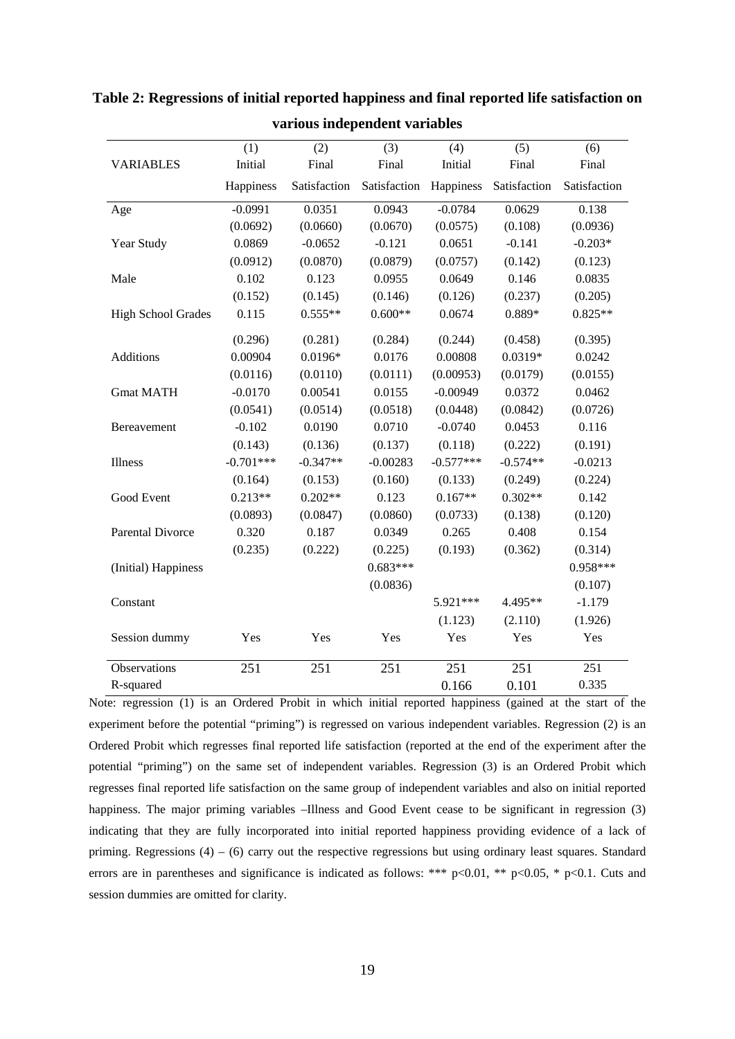**Table 2: Regressions of initial reported happiness and final reported life satisfaction on various independent variables**

| VARIABLES | (1) Initial Happiness | (2) Final Satisfaction | (3) Final Satisfaction | (4) Initial Happiness | (5) Final Satisfaction | (6) Final Satisfaction |
|---|---|---|---|---|---|---|
| Age | -0.0991 | 0.0351 | 0.0943 | -0.0784 | 0.0629 | 0.138 |
| | (0.0692) | (0.0660) | (0.0670) | (0.0575) | (0.108) | (0.0936) |
| Year Study | 0.0869 | -0.0652 | -0.121 | 0.0651 | -0.141 | -0.203* |
| | (0.0912) | (0.0870) | (0.0879) | (0.0757) | (0.142) | (0.123) |
| Male | 0.102 | 0.123 | 0.0955 | 0.0649 | 0.146 | 0.0835 |
| | (0.152) | (0.145) | (0.146) | (0.126) | (0.237) | (0.205) |
| High School Grades | 0.115 | 0.555** | 0.600** | 0.0674 | 0.889* | 0.825** |
| | (0.296) | (0.281) | (0.284) | (0.244) | (0.458) | (0.395) |
| Additions | 0.00904 | 0.0196* | 0.0176 | 0.00808 | 0.0319* | 0.0242 |
| | (0.0116) | (0.0110) | (0.0111) | (0.00953) | (0.0179) | (0.0155) |
| Gmat MATH | -0.0170 | 0.00541 | 0.0155 | -0.00949 | 0.0372 | 0.0462 |
| | (0.0541) | (0.0514) | (0.0518) | (0.0448) | (0.0842) | (0.0726) |
| Bereavement | -0.102 | 0.0190 | 0.0710 | -0.0740 | 0.0453 | 0.116 |
| | (0.143) | (0.136) | (0.137) | (0.118) | (0.222) | (0.191) |
| Illness | -0.701*** | -0.347** | -0.00283 | -0.577*** | -0.574** | -0.0213 |
| | (0.164) | (0.153) | (0.160) | (0.133) | (0.249) | (0.224) |
| Good Event | 0.213** | 0.202** | 0.123 | 0.167** | 0.302** | 0.142 |
| | (0.0893) | (0.0847) | (0.0860) | (0.0733) | (0.138) | (0.120) |
| Parental Divorce | 0.320 | 0.187 | 0.0349 | 0.265 | 0.408 | 0.154 |
| | (0.235) | (0.222) | (0.225) | (0.193) | (0.362) | (0.314) |
| (Initial) Happiness | | | 0.683*** | | | 0.958*** |
| | | | (0.0836) | | | (0.107) |
| Constant | | | | 5.921*** | 4.495** | -1.179 |
| | | | | (1.123) | (2.110) | (1.926) |
| Session dummy | Yes | Yes | Yes | Yes | Yes | Yes |
| Observations | 251 | 251 | 251 | 251 | 251 | 251 |
| R-squared | | | | 0.166 | 0.101 | 0.335 |

Note: regression (1) is an Ordered Probit in which initial reported happiness (gained at the start of the experiment before the potential "priming") is regressed on various independent variables. Regression (2) is an Ordered Probit which regresses final reported life satisfaction (reported at the end of the experiment after the potential "priming") on the same set of independent variables. Regression (3) is an Ordered Probit which regresses final reported life satisfaction on the same group of independent variables and also on initial reported happiness. The major priming variables –Illness and Good Event cease to be significant in regression (3) indicating that they are fully incorporated into initial reported happiness providing evidence of a lack of priming. Regressions (4) – (6) carry out the respective regressions but using ordinary least squares. Standard errors are in parentheses and significance is indicated as follows: *** p<0.01, ** p<0.05, * p<0.1. Cuts and session dummies are omitted for clarity.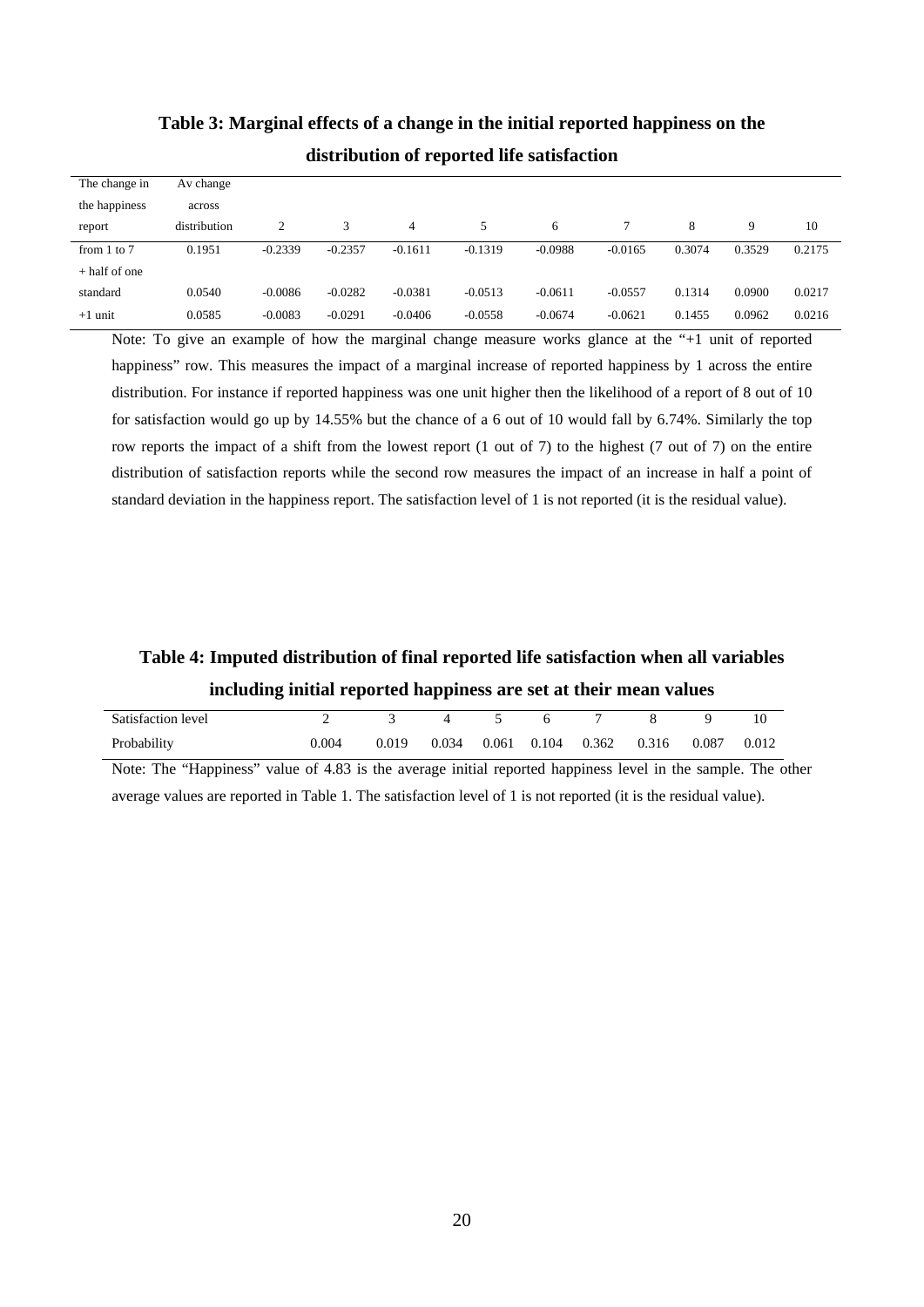**Table 3: Marginal effects of a change in the initial reported happiness on the distribution of reported life satisfaction**

| The change in the happiness report | Av change across distribution | 2 | 3 | 4 | 5 | 6 | 7 | 8 | 9 | 10 |
|---|---|---|---|---|---|---|---|---|---|---|
| from 1 to 7 | 0.1951 | -0.2339 | -0.2357 | -0.1611 | -0.1319 | -0.0988 | -0.0165 | 0.3074 | 0.3529 | 0.2175 |
| + half of one standard | 0.0540 | -0.0086 | -0.0282 | -0.0381 | -0.0513 | -0.0611 | -0.0557 | 0.1314 | 0.0900 | 0.0217 |
| +1 unit | 0.0585 | -0.0083 | -0.0291 | -0.0406 | -0.0558 | -0.0674 | -0.0621 | 0.1455 | 0.0962 | 0.0216 |

Note: To give an example of how the marginal change measure works glance at the "+1 unit of reported happiness" row. This measures the impact of a marginal increase of reported happiness by 1 across the entire distribution. For instance if reported happiness was one unit higher then the likelihood of a report of 8 out of 10 for satisfaction would go up by 14.55% but the chance of a 6 out of 10 would fall by 6.74%. Similarly the top row reports the impact of a shift from the lowest report (1 out of 7) to the highest (7 out of 7) on the entire distribution of satisfaction reports while the second row measures the impact of an increase in half a point of standard deviation in the happiness report. The satisfaction level of 1 is not reported (it is the residual value).

**Table 4: Imputed distribution of final reported life satisfaction when all variables including initial reported happiness are set at their mean values**

| Satisfaction level | 2 | 3 | 4 | 5 | 6 | 7 | 8 | 9 | 10 |
|---|---|---|---|---|---|---|---|---|---|
| Probability | 0.004 | 0.019 | 0.034 | 0.061 | 0.104 | 0.362 | 0.316 | 0.087 | 0.012 |

Note: The "Happiness" value of 4.83 is the average initial reported happiness level in the sample. The other average values are reported in Table 1. The satisfaction level of 1 is not reported (it is the residual value).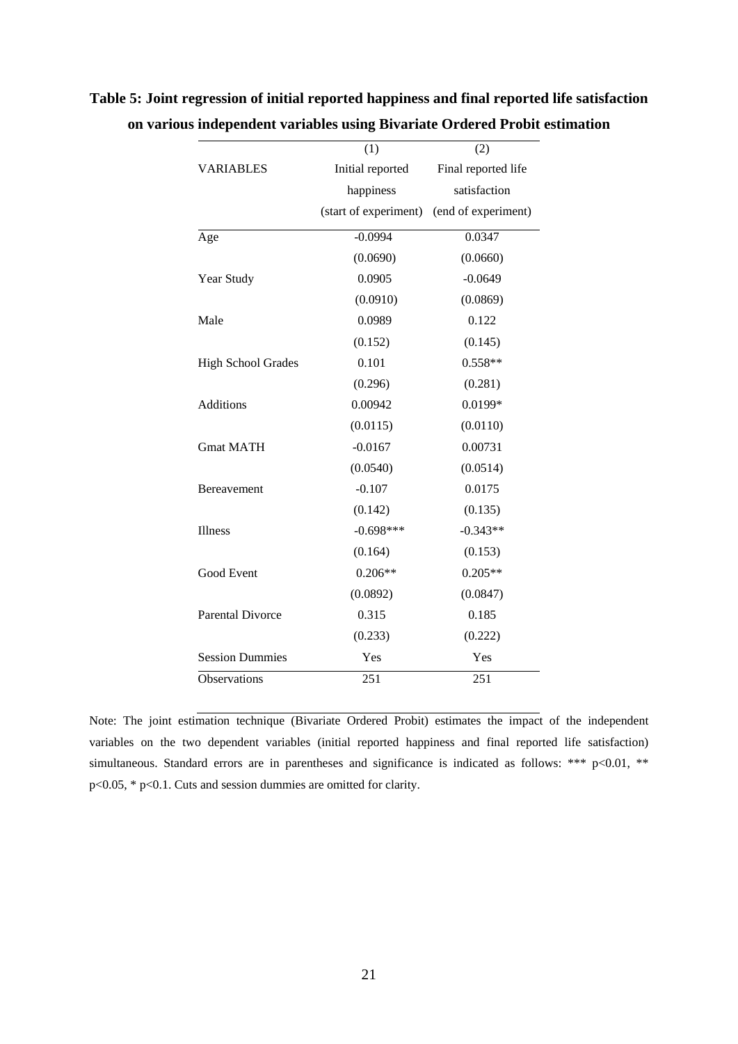**Table 5: Joint regression of initial reported happiness and final reported life satisfaction on various independent variables using Bivariate Ordered Probit estimation**

| | (1) | (2) |
|---|---|---|
| VARIABLES | Initial reported happiness (start of experiment) | Final reported life satisfaction (end of experiment) |
| Age | -0.0994 | 0.0347 |
| | (0.0690) | (0.0660) |
| Year Study | 0.0905 | -0.0649 |
| | (0.0910) | (0.0869) |
| Male | 0.0989 | 0.122 |
| | (0.152) | (0.145) |
| High School Grades | 0.101 | 0.558** |
| | (0.296) | (0.281) |
| Additions | 0.00942 | 0.0199* |
| | (0.0115) | (0.0110) |
| Gmat MATH | -0.0167 | 0.00731 |
| | (0.0540) | (0.0514) |
| Bereavement | -0.107 | 0.0175 |
| | (0.142) | (0.135) |
| Illness | -0.698*** | -0.343** |
| | (0.164) | (0.153) |
| Good Event | 0.206** | 0.205** |
| | (0.0892) | (0.0847) |
| Parental Divorce | 0.315 | 0.185 |
| | (0.233) | (0.222) |
| Session Dummies | Yes | Yes |
| Observations | 251 | 251 |

Note: The joint estimation technique (Bivariate Ordered Probit) estimates the impact of the independent variables on the two dependent variables (initial reported happiness and final reported life satisfaction) simultaneous. Standard errors are in parentheses and significance is indicated as follows: *** $p<0.01$, ** $p<0.05$, * $p<0.1$. Cuts and session dummies are omitted for clarity.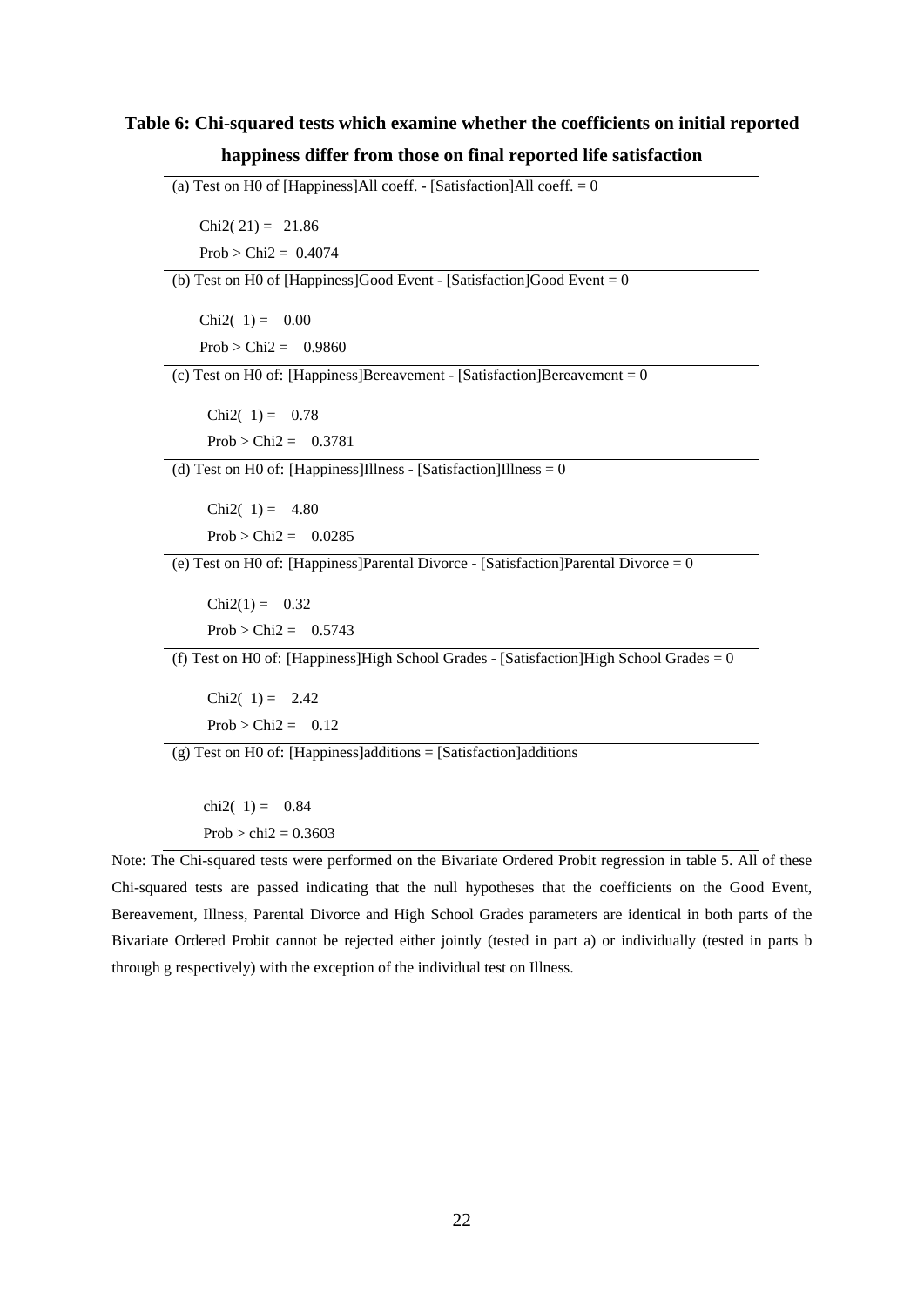**Table 6: Chi-squared tests which examine whether the coefficients on initial reported happiness differ from those on final reported life satisfaction**

(a) Test on H0 of [Happiness]All coeff. - [Satisfaction]All coeff. = 0

Chi2( 21) = 21.86

Prob > Chi2 = 0.4074

(b) Test on H0 of [Happiness]Good Event - [Satisfaction]Good Event = 0

Chi2( 1) = 0.00

Prob > Chi2 = 0.9860

(c) Test on H0 of: [Happiness]Bereavement - [Satisfaction]Bereavement = 0

Chi2( 1) = 0.78

Prob > Chi2 = 0.3781

(d) Test on H0 of: [Happiness]Illness - [Satisfaction]Illness = 0

Chi2( 1) = 4.80

Prob > Chi2 = 0.0285

(e) Test on H0 of: [Happiness]Parental Divorce - [Satisfaction]Parental Divorce = 0

Chi2(1) = 0.32

Prob > Chi2 = 0.5743

(f) Test on H0 of: [Happiness]High School Grades - [Satisfaction]High School Grades = 0

Chi2( 1) = 2.42

Prob > Chi2 = 0.12

(g) Test on H0 of: [Happiness]additions = [Satisfaction]additions

chi2( 1) = 0.84

Prob > chi2 = 0.3603

Note: The Chi-squared tests were performed on the Bivariate Ordered Probit regression in table 5. All of these Chi-squared tests are passed indicating that the null hypotheses that the coefficients on the Good Event, Bereavement, Illness, Parental Divorce and High School Grades parameters are identical in both parts of the Bivariate Ordered Probit cannot be rejected either jointly (tested in part a) or individually (tested in parts b through g respectively) with the exception of the individual test on Illness.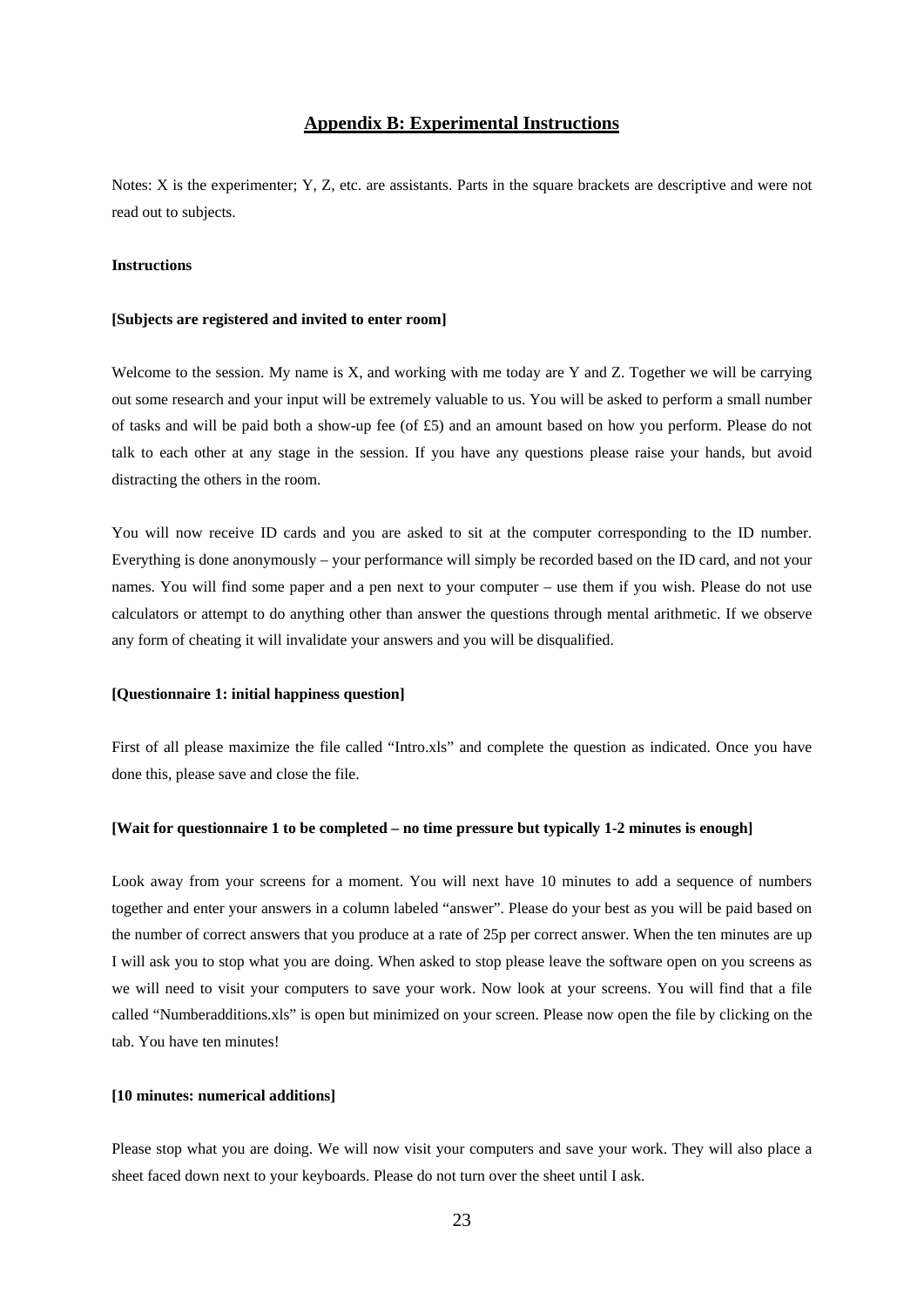## Appendix B: Experimental Instructions

Notes: X is the experimenter; Y, Z, etc. are assistants. Parts in the square brackets are descriptive and were not read out to subjects.

**Instructions**

**[Subjects are registered and invited to enter room]**

Welcome to the session. My name is X, and working with me today are Y and Z. Together we will be carrying out some research and your input will be extremely valuable to us. You will be asked to perform a small number of tasks and will be paid both a show-up fee (of £5) and an amount based on how you perform. Please do not talk to each other at any stage in the session. If you have any questions please raise your hands, but avoid distracting the others in the room.

You will now receive ID cards and you are asked to sit at the computer corresponding to the ID number. Everything is done anonymously – your performance will simply be recorded based on the ID card, and not your names. You will find some paper and a pen next to your computer – use them if you wish. Please do not use calculators or attempt to do anything other than answer the questions through mental arithmetic. If we observe any form of cheating it will invalidate your answers and you will be disqualified.

**[Questionnaire 1: initial happiness question]**

First of all please maximize the file called "Intro.xls" and complete the question as indicated. Once you have done this, please save and close the file.

**[Wait for questionnaire 1 to be completed – no time pressure but typically 1-2 minutes is enough]**

Look away from your screens for a moment. You will next have 10 minutes to add a sequence of numbers together and enter your answers in a column labeled "answer". Please do your best as you will be paid based on the number of correct answers that you produce at a rate of 25p per correct answer. When the ten minutes are up I will ask you to stop what you are doing. When asked to stop please leave the software open on you screens as we will need to visit your computers to save your work. Now look at your screens. You will find that a file called "Numberadditions.xls" is open but minimized on your screen. Please now open the file by clicking on the tab. You have ten minutes!

**[10 minutes: numerical additions]**

Please stop what you are doing. We will now visit your computers and save your work. They will also place a sheet faced down next to your keyboards. Please do not turn over the sheet until I ask.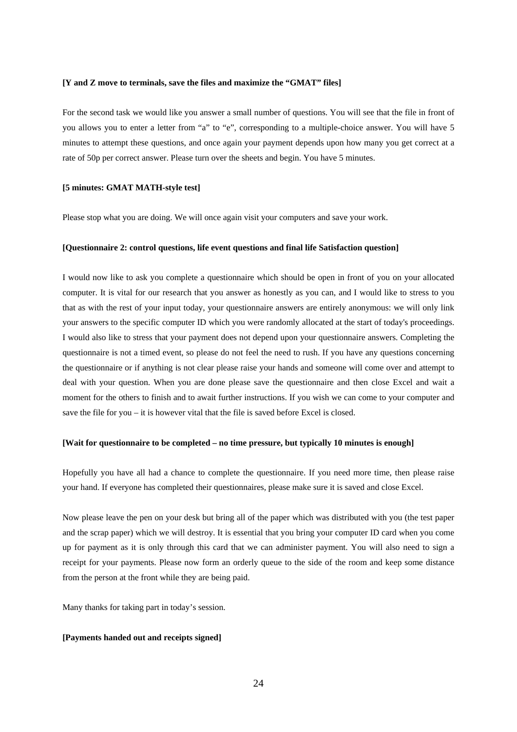**[Y and Z move to terminals, save the files and maximize the "GMAT" files]**

For the second task we would like you answer a small number of questions. You will see that the file in front of you allows you to enter a letter from "a" to "e", corresponding to a multiple-choice answer. You will have 5 minutes to attempt these questions, and once again your payment depends upon how many you get correct at a rate of 50p per correct answer. Please turn over the sheets and begin. You have 5 minutes.

**[5 minutes: GMAT MATH-style test]**

Please stop what you are doing. We will once again visit your computers and save your work.

**[Questionnaire 2: control questions, life event questions and final life Satisfaction question]**

I would now like to ask you complete a questionnaire which should be open in front of you on your allocated computer. It is vital for our research that you answer as honestly as you can, and I would like to stress to you that as with the rest of your input today, your questionnaire answers are entirely anonymous: we will only link your answers to the specific computer ID which you were randomly allocated at the start of today's proceedings. I would also like to stress that your payment does not depend upon your questionnaire answers. Completing the questionnaire is not a timed event, so please do not feel the need to rush. If you have any questions concerning the questionnaire or if anything is not clear please raise your hands and someone will come over and attempt to deal with your question. When you are done please save the questionnaire and then close Excel and wait a moment for the others to finish and to await further instructions. If you wish we can come to your computer and save the file for you – it is however vital that the file is saved before Excel is closed.

**[Wait for questionnaire to be completed – no time pressure, but typically 10 minutes is enough]**

Hopefully you have all had a chance to complete the questionnaire. If you need more time, then please raise your hand. If everyone has completed their questionnaires, please make sure it is saved and close Excel.

Now please leave the pen on your desk but bring all of the paper which was distributed with you (the test paper and the scrap paper) which we will destroy. It is essential that you bring your computer ID card when you come up for payment as it is only through this card that we can administer payment. You will also need to sign a receipt for your payments. Please now form an orderly queue to the side of the room and keep some distance from the person at the front while they are being paid.

Many thanks for taking part in today's session.

**[Payments handed out and receipts signed]**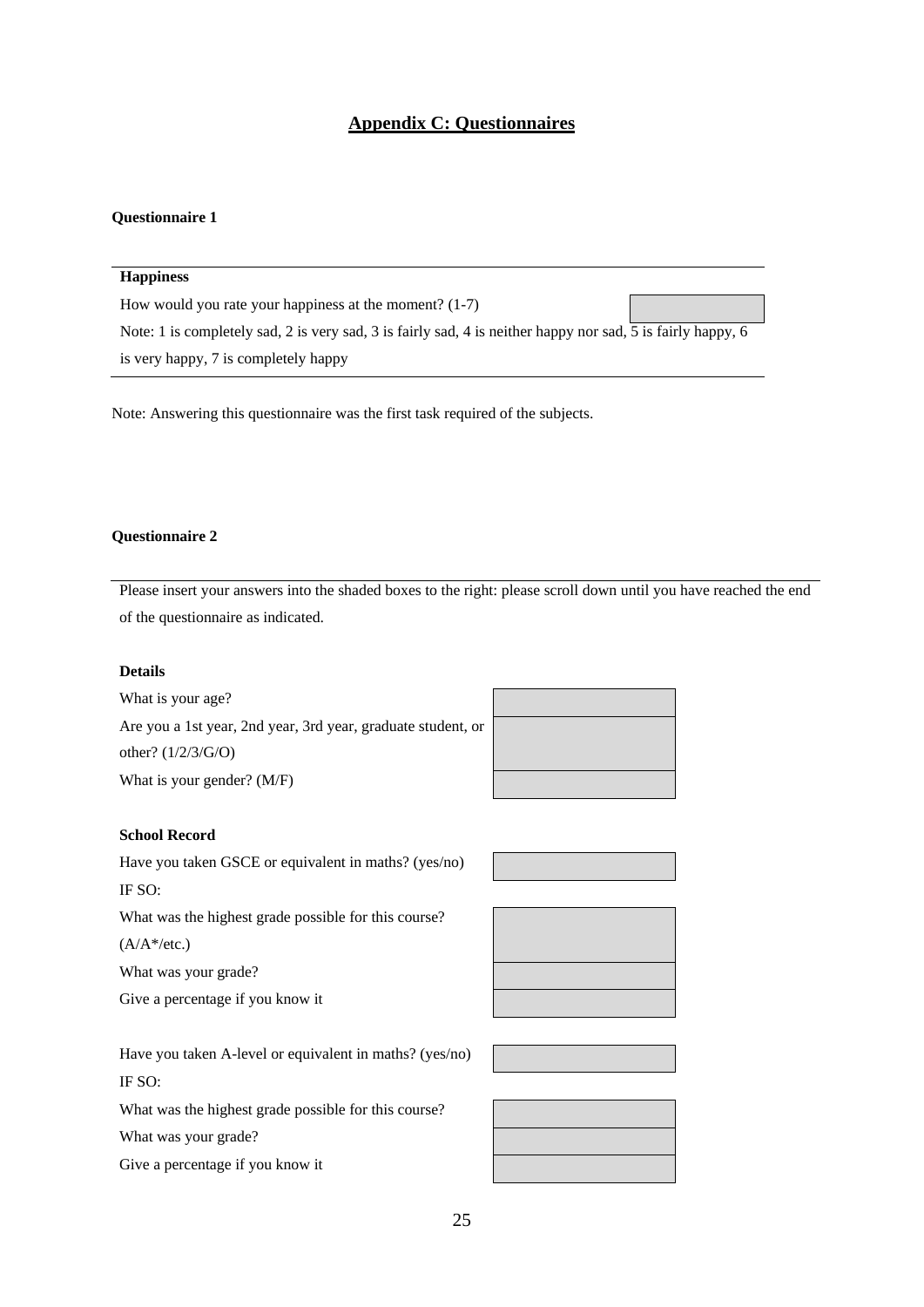# Appendix C: Questionnaires

**Questionnaire 1**

| **Happiness** | |
|---|---|
| How would you rate your happiness at the moment? (1-7) | |
| Note: 1 is completely sad, 2 is very sad, 3 is fairly sad, 4 is neither happy nor sad, 5 is fairly happy, 6 is very happy, 7 is completely happy | |

Note: Answering this questionnaire was the first task required of the subjects.

**Questionnaire 2**

Please insert your answers into the shaded boxes to the right: please scroll down until you have reached the end of the questionnaire as indicated.

**Details**

| | |
|---|---|
| What is your age? | |
| Are you a 1st year, 2nd year, 3rd year, graduate student, or other? (1/2/3/G/O) | |
| What is your gender? (M/F) | |

**School Record**

| | |
|---|---|
| Have you taken GSCE or equivalent in maths? (yes/no) | |
| IF SO: | |
| What was the highest grade possible for this course? (A/A*/etc.) | |
| What was your grade? | |
| Give a percentage if you know it | |

| | |
|---|---|
| Have you taken A-level or equivalent in maths? (yes/no) | |
| IF SO: | |
| What was the highest grade possible for this course? | |
| What was your grade? | |
| Give a percentage if you know it | |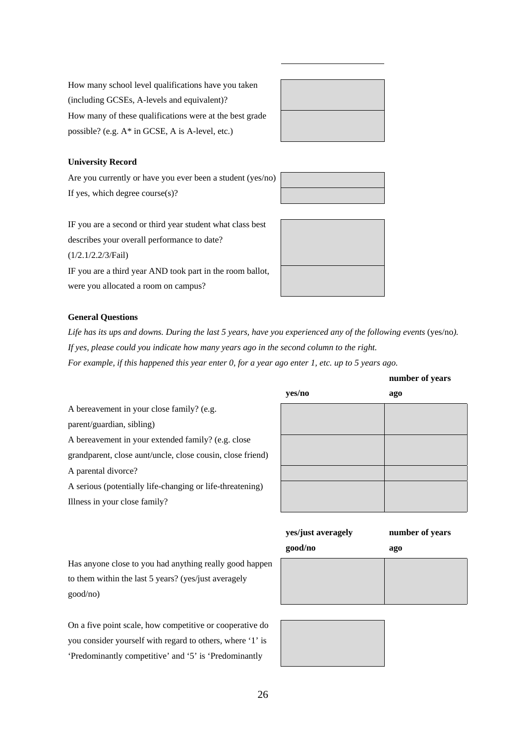How many school level qualifications have you taken (including GCSEs, A-levels and equivalent)?

How many of these qualifications were at the best grade possible? (e.g. A* in GCSE, A is A-level, etc.)

**University Record**

Are you currently or have you ever been a student (yes/no)

If yes, which degree course(s)?

IF you are a second or third year student what class best describes your overall performance to date? (1/2.1/2.2/3/Fail)

IF you are a third year AND took part in the room ballot, were you allocated a room on campus?

**General Questions**

*Life has its ups and downs. During the last 5 years, have you experienced any of the following events* (yes/no*).*
*If yes, please could you indicate how many years ago in the second column to the right.*
*For example, if this happened this year enter 0, for a year ago enter 1, etc. up to 5 years ago.*

| | **yes/no** | **number of years ago** |
|---|---|---|
| A bereavement in your close family? (e.g. parent/guardian, sibling) | | |
| A bereavement in your extended family? (e.g. close grandparent, close aunt/uncle, close cousin, close friend) | | |
| A parental divorce? | | |
| A serious (potentially life-changing or life-threatening) Illness in your close family? | | |

| | **yes/just averagely good/no** | **number of years ago** |
|---|---|---|
| Has anyone close to you had anything really good happen to them within the last 5 years? (yes/just averagely good/no) | | |

On a five point scale, how competitive or cooperative do you consider yourself with regard to others, where '1' is 'Predominantly competitive' and '5' is 'Predominantly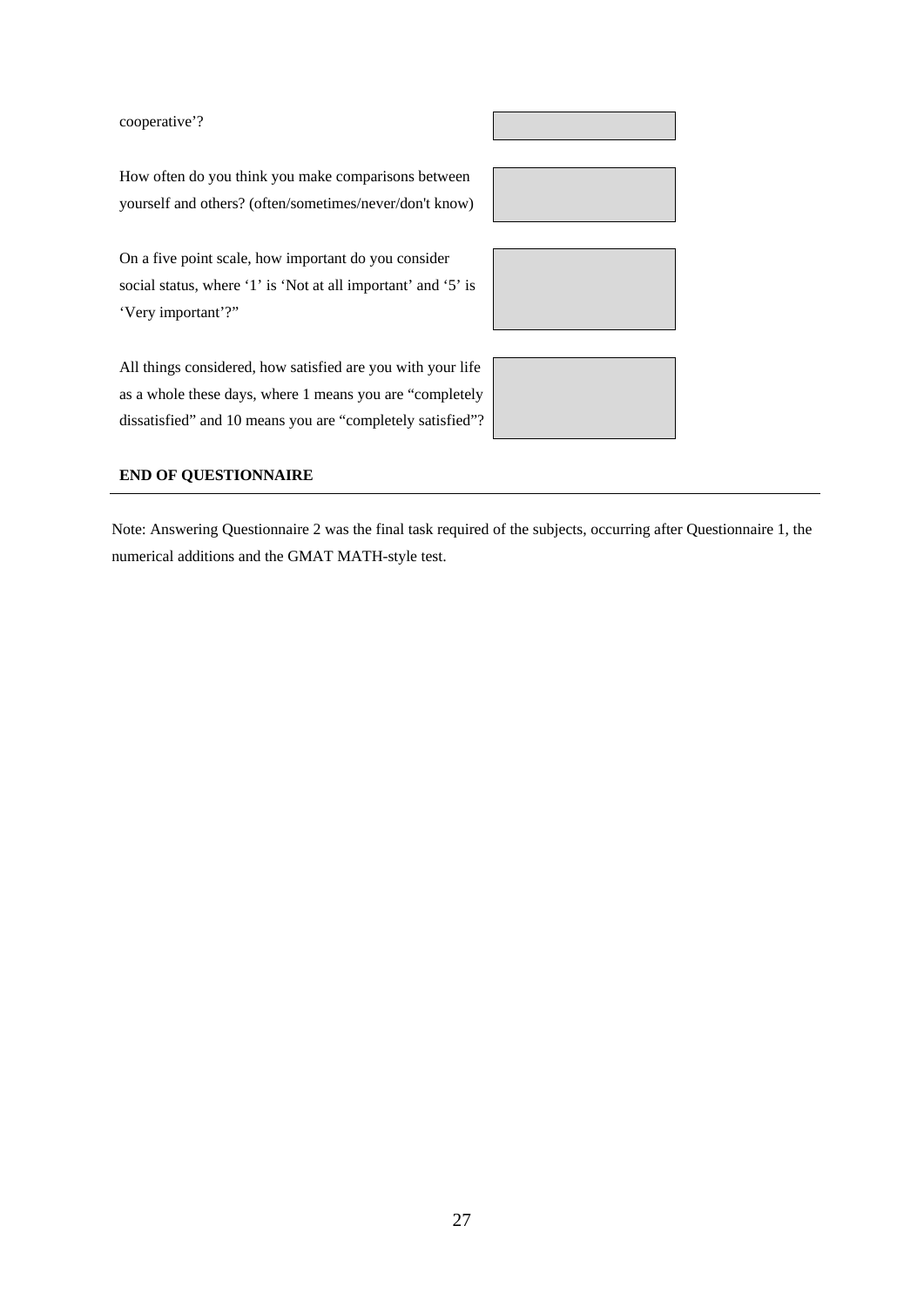cooperative'?

How often do you think you make comparisons between yourself and others? (often/sometimes/never/don't know)

On a five point scale, how important do you consider social status, where '1' is 'Not at all important' and '5' is 'Very important'?"

All things considered, how satisfied are you with your life as a whole these days, where 1 means you are "completely dissatisfied" and 10 means you are "completely satisfied"?

**END OF QUESTIONNAIRE**

---

Note: Answering Questionnaire 2 was the final task required of the subjects, occurring after Questionnaire 1, the numerical additions and the GMAT MATH-style test.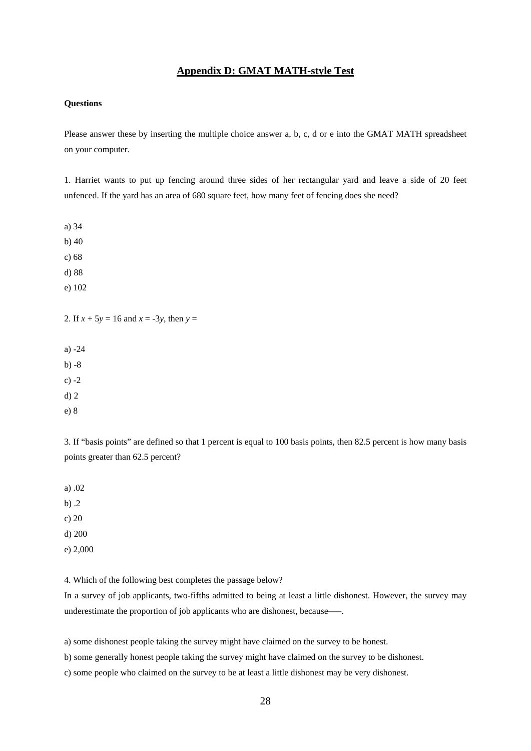## Appendix D: GMAT MATH-style Test

**Questions**

Please answer these by inserting the multiple choice answer a, b, c, d or e into the GMAT MATH spreadsheet on your computer.

1. Harriet wants to put up fencing around three sides of her rectangular yard and leave a side of 20 feet unfenced. If the yard has an area of 680 square feet, how many feet of fencing does she need?

a) 34

b) 40

c) 68

d) 88

e) 102

2. If $x + 5y = 16$ and $x = -3y$, then $y =$

a) -24

b) -8

c) -2

d) 2

e) 8

3. If "basis points" are defined so that 1 percent is equal to 100 basis points, then 82.5 percent is how many basis points greater than 62.5 percent?

a) .02

b) .2

c) 20

d) 200

e) 2,000

4. Which of the following best completes the passage below?

In a survey of job applicants, two-fifths admitted to being at least a little dishonest. However, the survey may underestimate the proportion of job applicants who are dishonest, because----.

a) some dishonest people taking the survey might have claimed on the survey to be honest.

b) some generally honest people taking the survey might have claimed on the survey to be dishonest.

c) some people who claimed on the survey to be at least a little dishonest may be very dishonest.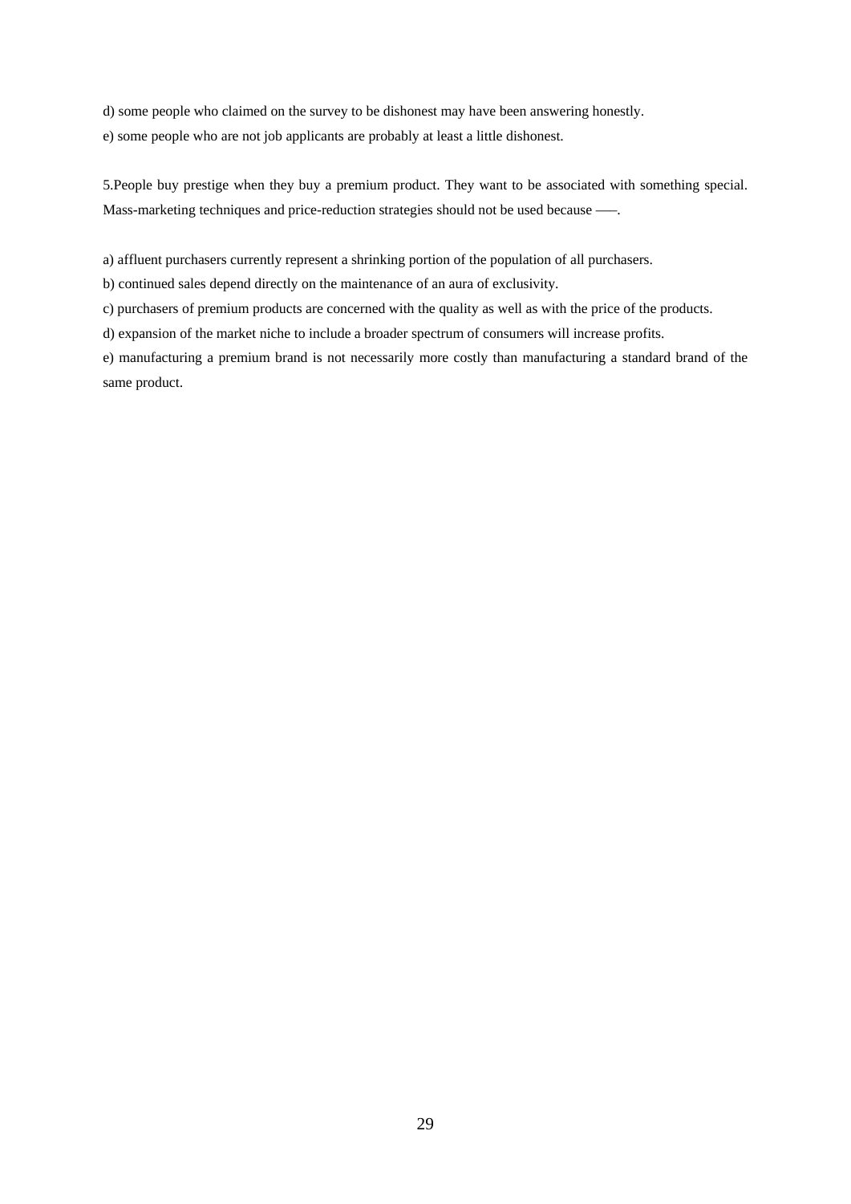d) some people who claimed on the survey to be dishonest may have been answering honestly.

e) some people who are not job applicants are probably at least a little dishonest.

5.People buy prestige when they buy a premium product. They want to be associated with something special. Mass-marketing techniques and price-reduction strategies should not be used because ——.

a) affluent purchasers currently represent a shrinking portion of the population of all purchasers.

b) continued sales depend directly on the maintenance of an aura of exclusivity.

c) purchasers of premium products are concerned with the quality as well as with the price of the products.

d) expansion of the market niche to include a broader spectrum of consumers will increase profits.

e) manufacturing a premium brand is not necessarily more costly than manufacturing a standard brand of the same product.